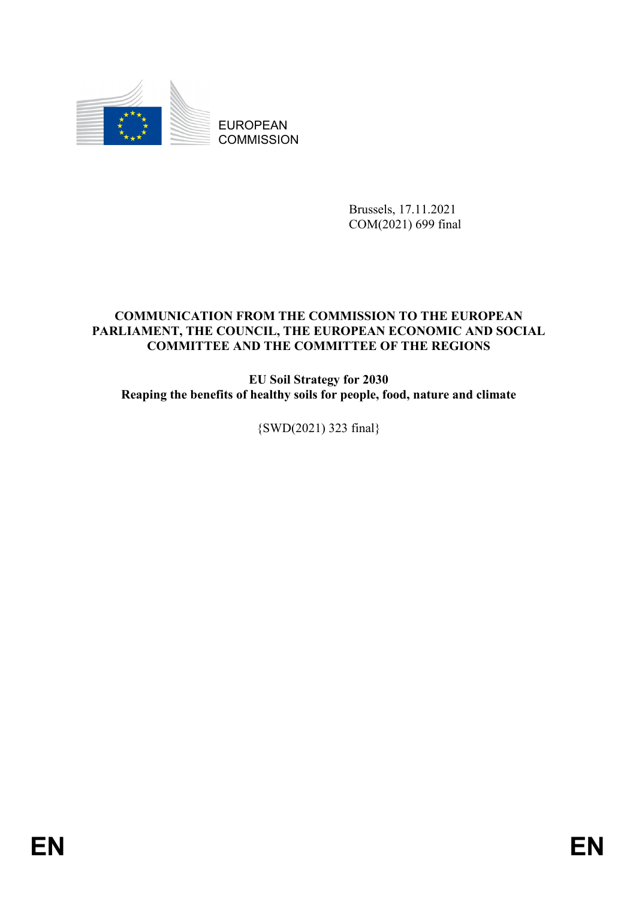EUROPEAN COMMISSION

Brussels, 17.11.2021
COM(2021) 699 final

**COMMUNICATION FROM THE COMMISSION TO THE EUROPEAN PARLIAMENT, THE COUNCIL, THE EUROPEAN ECONOMIC AND SOCIAL COMMITTEE AND THE COMMITTEE OF THE REGIONS**

**EU Soil Strategy for 2030**
**Reaping the benefits of healthy soils for people, food, nature and climate**

{SWD(2021) 323 final}

EN EN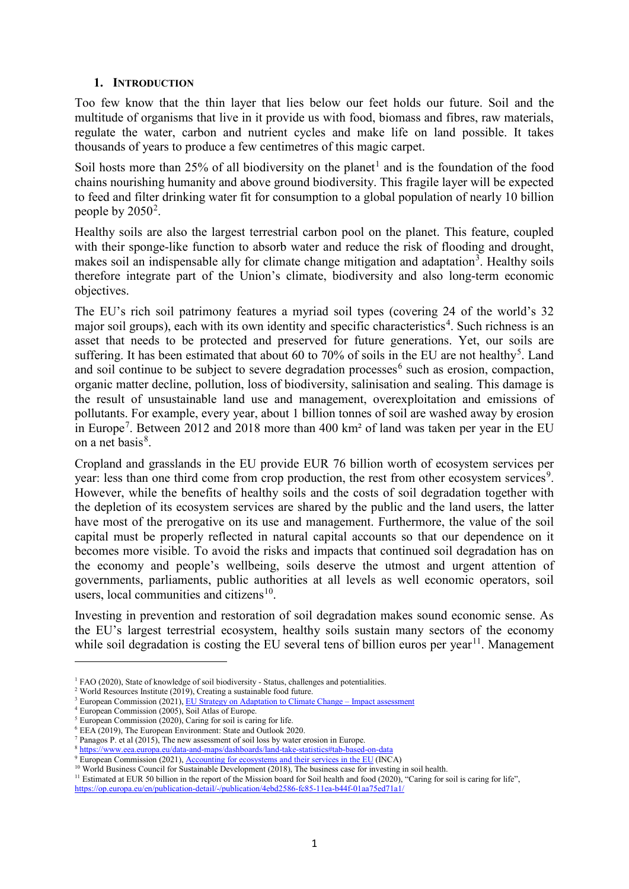## 1. INTRODUCTION

Too few know that the thin layer that lies below our feet holds our future. Soil and the multitude of organisms that live in it provide us with food, biomass and fibres, raw materials, regulate the water, carbon and nutrient cycles and make life on land possible. It takes thousands of years to produce a few centimetres of this magic carpet.

Soil hosts more than 25% of all biodiversity on the planet[1] and is the foundation of the food chains nourishing humanity and above ground biodiversity. This fragile layer will be expected to feed and filter drinking water fit for consumption to a global population of nearly 10 billion people by 2050[2].

Healthy soils are also the largest terrestrial carbon pool on the planet. This feature, coupled with their sponge-like function to absorb water and reduce the risk of flooding and drought, makes soil an indispensable ally for climate change mitigation and adaptation[3]. Healthy soils therefore integrate part of the Union's climate, biodiversity and also long-term economic objectives.

The EU's rich soil patrimony features a myriad soil types (covering 24 of the world's 32 major soil groups), each with its own identity and specific characteristics[4]. Such richness is an asset that needs to be protected and preserved for future generations. Yet, our soils are suffering. It has been estimated that about 60 to 70% of soils in the EU are not healthy[5]. Land and soil continue to be subject to severe degradation processes[6] such as erosion, compaction, organic matter decline, pollution, loss of biodiversity, salinisation and sealing. This damage is the result of unsustainable land use and management, overexploitation and emissions of pollutants. For example, every year, about 1 billion tonnes of soil are washed away by erosion in Europe[7]. Between 2012 and 2018 more than 400 km² of land was taken per year in the EU on a net basis[8].

Cropland and grasslands in the EU provide EUR 76 billion worth of ecosystem services per year: less than one third come from crop production, the rest from other ecosystem services[9]. However, while the benefits of healthy soils and the costs of soil degradation together with the depletion of its ecosystem services are shared by the public and the land users, the latter have most of the prerogative on its use and management. Furthermore, the value of the soil capital must be properly reflected in natural capital accounts so that our dependence on it becomes more visible. To avoid the risks and impacts that continued soil degradation has on the economy and people's wellbeing, soils deserve the utmost and urgent attention of governments, parliaments, public authorities at all levels as well economic operators, soil users, local communities and citizens[10].

Investing in prevention and restoration of soil degradation makes sound economic sense. As the EU's largest terrestrial ecosystem, healthy soils sustain many sectors of the economy while soil degradation is costing the EU several tens of billion euros per year[11]. Management

---

[1] FAO (2020), State of knowledge of soil biodiversity - Status, challenges and potentialities.
[2] World Resources Institute (2019), Creating a sustainable food future.
[3] European Commission (2021), EU Strategy on Adaptation to Climate Change – Impact assessment
[4] European Commission (2005), Soil Atlas of Europe.
[5] European Commission (2020), Caring for soil is caring for life.
[6] EEA (2019), The European Environment: State and Outlook 2020.
[7] Panagos P. et al (2015), The new assessment of soil loss by water erosion in Europe.
[8] https://www.eea.europa.eu/data-and-maps/dashboards/land-take-statistics#tab-based-on-data
[9] European Commission (2021), Accounting for ecosystems and their services in the EU (INCA)
[10] World Business Council for Sustainable Development (2018), The business case for investing in soil health.
[11] Estimated at EUR 50 billion in the report of the Mission board for Soil health and food (2020), "Caring for soil is caring for life", https://op.europa.eu/en/publication-detail/-/publication/4ebd2586-fc85-11ea-b44f-01aa75ed71a1/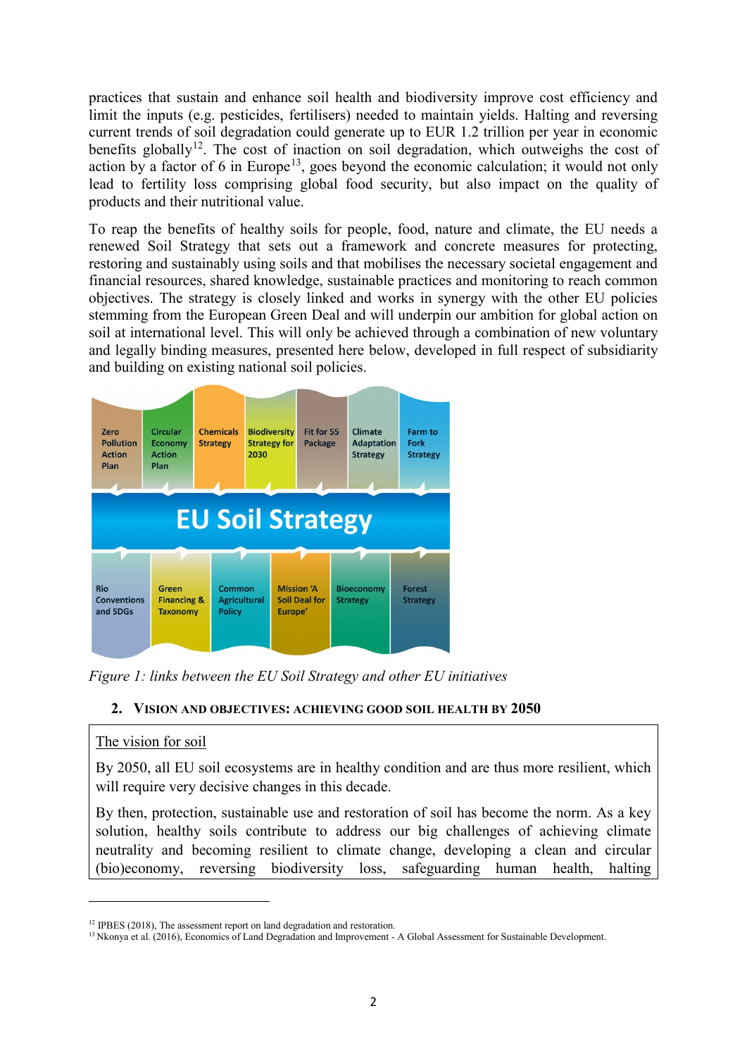practices that sustain and enhance soil health and biodiversity improve cost efficiency and limit the inputs (e.g. pesticides, fertilisers) needed to maintain yields. Halting and reversing current trends of soil degradation could generate up to EUR 1.2 trillion per year in economic benefits globally[12]. The cost of inaction on soil degradation, which outweighs the cost of action by a factor of 6 in Europe[13], goes beyond the economic calculation; it would not only lead to fertility loss comprising global food security, but also impact on the quality of products and their nutritional value.

To reap the benefits of healthy soils for people, food, nature and climate, the EU needs a renewed Soil Strategy that sets out a framework and concrete measures for protecting, restoring and sustainably using soils and that mobilises the necessary societal engagement and financial resources, shared knowledge, sustainable practices and monitoring to reach common objectives. The strategy is closely linked and works in synergy with the other EU policies stemming from the European Green Deal and will underpin our ambition for global action on soil at international level. This will only be achieved through a combination of new voluntary and legally binding measures, presented here below, developed in full respect of subsidiarity and building on existing national soil policies.

Zero Pollution Action Plan | Circular Economy Action Plan | Chemicals Strategy | Biodiversity Strategy for 2030 | Fit for 55 Package | Climate Adaptation Strategy | Farm to Fork Strategy

**EU Soil Strategy**

Rio Conventions and SDGs | Green Financing & Taxonomy | Common Agricultural Policy | Mission 'A Soil Deal for Europe' | Bioeconomy Strategy | Forest Strategy

*Figure 1: links between the EU Soil Strategy and other EU initiatives*

## 2. VISION AND OBJECTIVES: ACHIEVING GOOD SOIL HEALTH BY 2050

The vision for soil

By 2050, all EU soil ecosystems are in healthy condition and are thus more resilient, which will require very decisive changes in this decade.

By then, protection, sustainable use and restoration of soil has become the norm. As a key solution, healthy soils contribute to address our big challenges of achieving climate neutrality and becoming resilient to climate change, developing a clean and circular (bio)economy, reversing biodiversity loss, safeguarding human health, halting

[12] IPBES (2018), The assessment report on land degradation and restoration.

[13] Nkonya et al. (2016), Economics of Land Degradation and Improvement - A Global Assessment for Sustainable Development.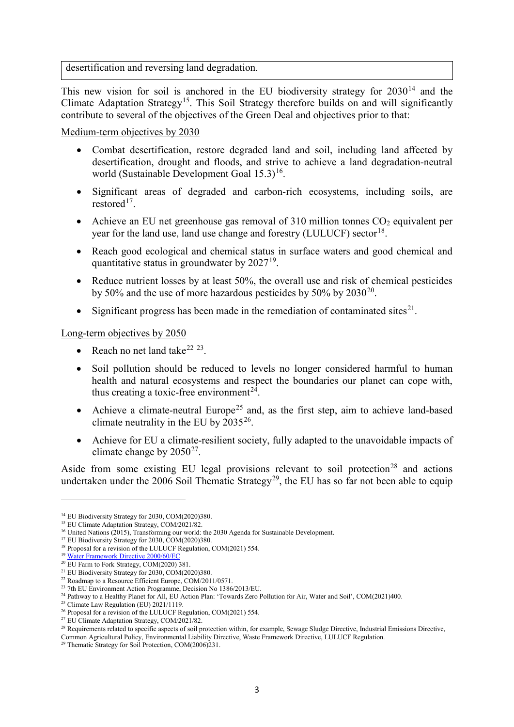desertification and reversing land degradation.

This new vision for soil is anchored in the EU biodiversity strategy for 2030[14] and the Climate Adaptation Strategy[15]. This Soil Strategy therefore builds on and will significantly contribute to several of the objectives of the Green Deal and objectives prior to that:

Medium-term objectives by 2030

- Combat desertification, restore degraded land and soil, including land affected by desertification, drought and floods, and strive to achieve a land degradation-neutral world (Sustainable Development Goal 15.3)[16].
- Significant areas of degraded and carbon-rich ecosystems, including soils, are restored[17].
- Achieve an EU net greenhouse gas removal of 310 million tonnes $CO_2$ equivalent per year for the land use, land use change and forestry (LULUCF) sector[18].
- Reach good ecological and chemical status in surface waters and good chemical and quantitative status in groundwater by 2027[19].
- Reduce nutrient losses by at least 50%, the overall use and risk of chemical pesticides by 50% and the use of more hazardous pesticides by 50% by 2030[20].
- Significant progress has been made in the remediation of contaminated sites[21].

Long-term objectives by 2050

- Reach no net land take[22] [23].
- Soil pollution should be reduced to levels no longer considered harmful to human health and natural ecosystems and respect the boundaries our planet can cope with, thus creating a toxic-free environment[24].
- Achieve a climate-neutral Europe[25] and, as the first step, aim to achieve land-based climate neutrality in the EU by 2035[26].
- Achieve for EU a climate-resilient society, fully adapted to the unavoidable impacts of climate change by 2050[27].

Aside from some existing EU legal provisions relevant to soil protection[28] and actions undertaken under the 2006 Soil Thematic Strategy[29], the EU has so far not been able to equip

---

[14] EU Biodiversity Strategy for 2030, COM(2020)380.
[15] EU Climate Adaptation Strategy, COM/2021/82.
[16] United Nations (2015), Transforming our world: the 2030 Agenda for Sustainable Development.
[17] EU Biodiversity Strategy for 2030, COM(2020)380.
[18] Proposal for a revision of the LULUCF Regulation, COM(2021) 554.
[19] Water Framework Directive 2000/60/EC
[20] EU Farm to Fork Strategy, COM(2020) 381.
[21] EU Biodiversity Strategy for 2030, COM(2020)380.
[22] Roadmap to a Resource Efficient Europe, COM/2011/0571.
[23] 7th EU Environment Action Programme, Decision No 1386/2013/EU.
[24] Pathway to a Healthy Planet for All, EU Action Plan: 'Towards Zero Pollution for Air, Water and Soil', COM(2021)400.
[25] Climate Law Regulation (EU) 2021/1119.
[26] Proposal for a revision of the LULUCF Regulation, COM(2021) 554.
[27] EU Climate Adaptation Strategy, COM/2021/82.
[28] Requirements related to specific aspects of soil protection within, for example, Sewage Sludge Directive, Industrial Emissions Directive, Common Agricultural Policy, Environmental Liability Directive, Waste Framework Directive, LULUCF Regulation.
[29] Thematic Strategy for Soil Protection, COM(2006)231.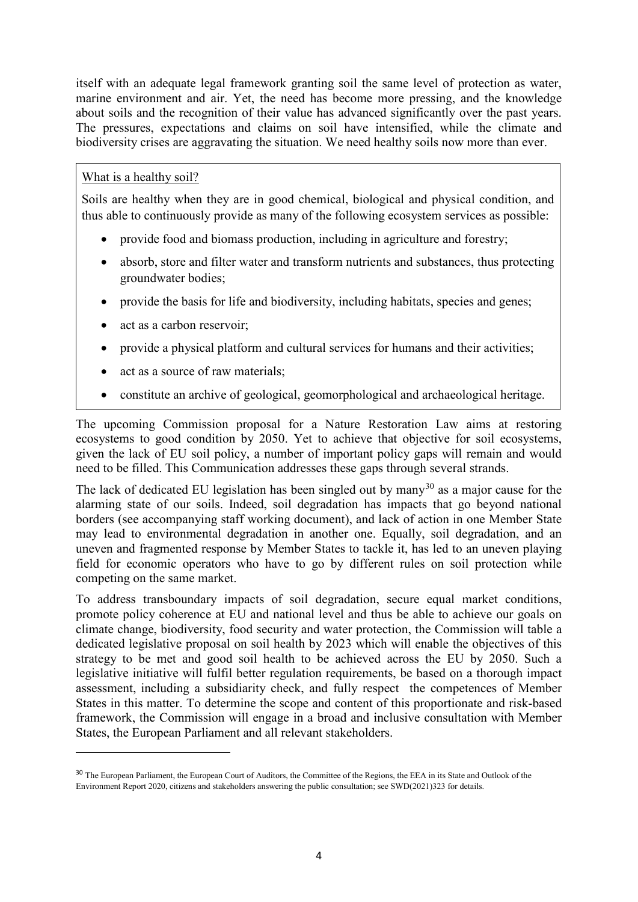itself with an adequate legal framework granting soil the same level of protection as water, marine environment and air. Yet, the need has become more pressing, and the knowledge about soils and the recognition of their value has advanced significantly over the past years. The pressures, expectations and claims on soil have intensified, while the climate and biodiversity crises are aggravating the situation. We need healthy soils now more than ever.

> What is a healthy soil?
>
> Soils are healthy when they are in good chemical, biological and physical condition, and thus able to continuously provide as many of the following ecosystem services as possible:
>
> - provide food and biomass production, including in agriculture and forestry;
> - absorb, store and filter water and transform nutrients and substances, thus protecting groundwater bodies;
> - provide the basis for life and biodiversity, including habitats, species and genes;
> - act as a carbon reservoir;
> - provide a physical platform and cultural services for humans and their activities;
> - act as a source of raw materials;
> - constitute an archive of geological, geomorphological and archaeological heritage.

The upcoming Commission proposal for a Nature Restoration Law aims at restoring ecosystems to good condition by 2050. Yet to achieve that objective for soil ecosystems, given the lack of EU soil policy, a number of important policy gaps will remain and would need to be filled. This Communication addresses these gaps through several strands.

The lack of dedicated EU legislation has been singled out by many[30] as a major cause for the alarming state of our soils. Indeed, soil degradation has impacts that go beyond national borders (see accompanying staff working document), and lack of action in one Member State may lead to environmental degradation in another one. Equally, soil degradation, and an uneven and fragmented response by Member States to tackle it, has led to an uneven playing field for economic operators who have to go by different rules on soil protection while competing on the same market.

To address transboundary impacts of soil degradation, secure equal market conditions, promote policy coherence at EU and national level and thus be able to achieve our goals on climate change, biodiversity, food security and water protection, the Commission will table a dedicated legislative proposal on soil health by 2023 which will enable the objectives of this strategy to be met and good soil health to be achieved across the EU by 2050. Such a legislative initiative will fulfil better regulation requirements, be based on a thorough impact assessment, including a subsidiarity check, and fully respect the competences of Member States in this matter. To determine the scope and content of this proportionate and risk-based framework, the Commission will engage in a broad and inclusive consultation with Member States, the European Parliament and all relevant stakeholders.

---

[30] The European Parliament, the European Court of Auditors, the Committee of the Regions, the EEA in its State and Outlook of the Environment Report 2020, citizens and stakeholders answering the public consultation; see SWD(2021)323 for details.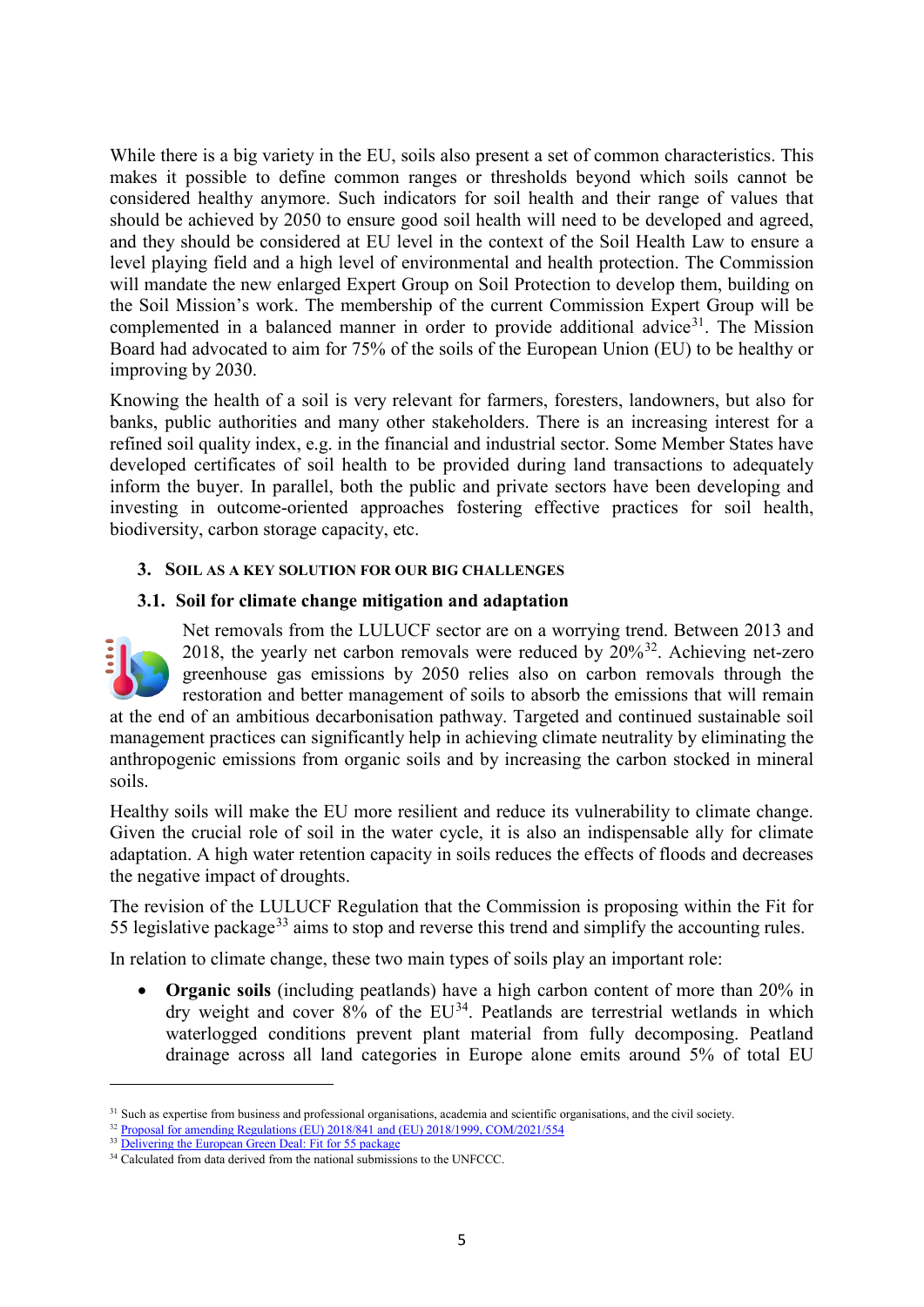While there is a big variety in the EU, soils also present a set of common characteristics. This makes it possible to define common ranges or thresholds beyond which soils cannot be considered healthy anymore. Such indicators for soil health and their range of values that should be achieved by 2050 to ensure good soil health will need to be developed and agreed, and they should be considered at EU level in the context of the Soil Health Law to ensure a level playing field and a high level of environmental and health protection. The Commission will mandate the new enlarged Expert Group on Soil Protection to develop them, building on the Soil Mission's work. The membership of the current Commission Expert Group will be complemented in a balanced manner in order to provide additional advice[31]. The Mission Board had advocated to aim for 75% of the soils of the European Union (EU) to be healthy or improving by 2030.

Knowing the health of a soil is very relevant for farmers, foresters, landowners, but also for banks, public authorities and many other stakeholders. There is an increasing interest for a refined soil quality index, e.g. in the financial and industrial sector. Some Member States have developed certificates of soil health to be provided during land transactions to adequately inform the buyer. In parallel, both the public and private sectors have been developing and investing in outcome-oriented approaches fostering effective practices for soil health, biodiversity, carbon storage capacity, etc.

## 3. Soil as a key solution for our big challenges

### 3.1. Soil for climate change mitigation and adaptation

Net removals from the LULUCF sector are on a worrying trend. Between 2013 and 2018, the yearly net carbon removals were reduced by 20%[32]. Achieving net-zero greenhouse gas emissions by 2050 relies also on carbon removals through the restoration and better management of soils to absorb the emissions that will remain at the end of an ambitious decarbonisation pathway. Targeted and continued sustainable soil management practices can significantly help in achieving climate neutrality by eliminating the anthropogenic emissions from organic soils and by increasing the carbon stocked in mineral soils.

Healthy soils will make the EU more resilient and reduce its vulnerability to climate change. Given the crucial role of soil in the water cycle, it is also an indispensable ally for climate adaptation. A high water retention capacity in soils reduces the effects of floods and decreases the negative impact of droughts.

The revision of the LULUCF Regulation that the Commission is proposing within the Fit for 55 legislative package[33] aims to stop and reverse this trend and simplify the accounting rules.

In relation to climate change, these two main types of soils play an important role:

- **Organic soils** (including peatlands) have a high carbon content of more than 20% in dry weight and cover 8% of the EU[34]. Peatlands are terrestrial wetlands in which waterlogged conditions prevent plant material from fully decomposing. Peatland drainage across all land categories in Europe alone emits around 5% of total EU

---

[31] Such as expertise from business and professional organisations, academia and scientific organisations, and the civil society.

[32] Proposal for amending Regulations (EU) 2018/841 and (EU) 2018/1999, COM/2021/554

[33] Delivering the European Green Deal: Fit for 55 package

[34] Calculated from data derived from the national submissions to the UNFCCC.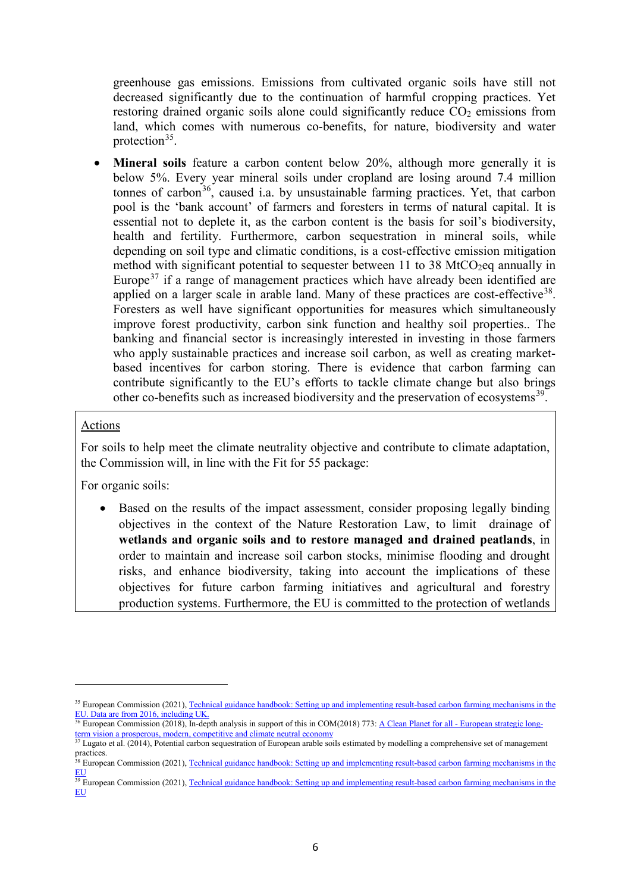greenhouse gas emissions. Emissions from cultivated organic soils have still not decreased significantly due to the continuation of harmful cropping practices. Yet restoring drained organic soils alone could significantly reduce $CO_2$ emissions from land, which comes with numerous co-benefits, for nature, biodiversity and water protection[35].

- **Mineral soils** feature a carbon content below 20%, although more generally it is below 5%. Every year mineral soils under cropland are losing around 7.4 million tonnes of carbon[36], caused i.a. by unsustainable farming practices. Yet, that carbon pool is the 'bank account' of farmers and foresters in terms of natural capital. It is essential not to deplete it, as the carbon content is the basis for soil's biodiversity, health and fertility. Furthermore, carbon sequestration in mineral soils, while depending on soil type and climatic conditions, is a cost-effective emission mitigation method with significant potential to sequester between 11 to 38 $MtCO_2eq$ annually in Europe[37] if a range of management practices which have already been identified are applied on a larger scale in arable land. Many of these practices are cost-effective[38]. Foresters as well have significant opportunities for measures which simultaneously improve forest productivity, carbon sink function and healthy soil properties.. The banking and financial sector is increasingly interested in investing in those farmers who apply sustainable practices and increase soil carbon, as well as creating market-based incentives for carbon storing. There is evidence that carbon farming can contribute significantly to the EU's efforts to tackle climate change but also brings other co-benefits such as increased biodiversity and the preservation of ecosystems[39].

<u>Actions</u>

For soils to help meet the climate neutrality objective and contribute to climate adaptation, the Commission will, in line with the Fit for 55 package:

For organic soils:

- Based on the results of the impact assessment, consider proposing legally binding objectives in the context of the Nature Restoration Law, to limit drainage of **wetlands and organic soils and to restore managed and drained peatlands**, in order to maintain and increase soil carbon stocks, minimise flooding and drought risks, and enhance biodiversity, taking into account the implications of these objectives for future carbon farming initiatives and agricultural and forestry production systems. Furthermore, the EU is committed to the protection of wetlands

---

[35] European Commission (2021), Technical guidance handbook: Setting up and implementing result-based carbon farming mechanisms in the EU. Data are from 2016, including UK.

[36] European Commission (2018), In-depth analysis in support of this in COM(2018) 773: A Clean Planet for all - European strategic long-term vision a prosperous, modern, competitive and climate neutral economy

[37] Lugato et al. (2014), Potential carbon sequestration of European arable soils estimated by modelling a comprehensive set of management practices.

[38] European Commission (2021), Technical guidance handbook: Setting up and implementing result-based carbon farming mechanisms in the EU

[39] European Commission (2021), Technical guidance handbook: Setting up and implementing result-based carbon farming mechanisms in the EU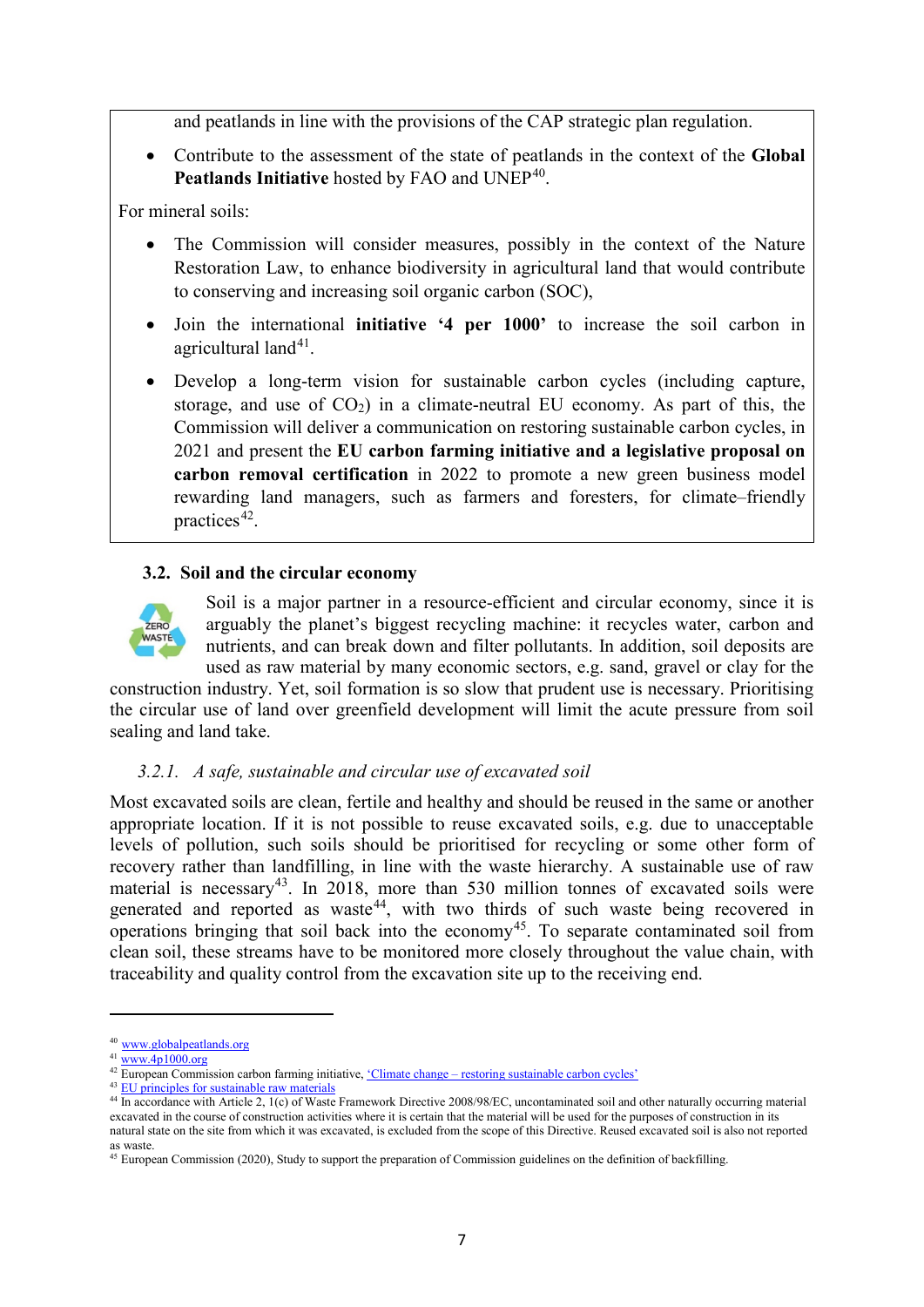and peatlands in line with the provisions of the CAP strategic plan regulation.

- Contribute to the assessment of the state of peatlands in the context of the **Global Peatlands Initiative** hosted by FAO and UNEP[40].

For mineral soils:

- The Commission will consider measures, possibly in the context of the Nature Restoration Law, to enhance biodiversity in agricultural land that would contribute to conserving and increasing soil organic carbon (SOC),
- Join the international **initiative '4 per 1000'** to increase the soil carbon in agricultural land[41].
- Develop a long-term vision for sustainable carbon cycles (including capture, storage, and use of $CO_2$) in a climate-neutral EU economy. As part of this, the Commission will deliver a communication on restoring sustainable carbon cycles, in 2021 and present the **EU carbon farming initiative and a legislative proposal on carbon removal certification** in 2022 to promote a new green business model rewarding land managers, such as farmers and foresters, for climate–friendly practices[42].

### 3.2. Soil and the circular economy

Soil is a major partner in a resource-efficient and circular economy, since it is arguably the planet's biggest recycling machine: it recycles water, carbon and nutrients, and can break down and filter pollutants. In addition, soil deposits are used as raw material by many economic sectors, e.g. sand, gravel or clay for the construction industry. Yet, soil formation is so slow that prudent use is necessary. Prioritising the circular use of land over greenfield development will limit the acute pressure from soil sealing and land take.

#### *3.2.1. A safe, sustainable and circular use of excavated soil*

Most excavated soils are clean, fertile and healthy and should be reused in the same or another appropriate location. If it is not possible to reuse excavated soils, e.g. due to unacceptable levels of pollution, such soils should be prioritised for recycling or some other form of recovery rather than landfilling, in line with the waste hierarchy. A sustainable use of raw material is necessary[43]. In 2018, more than 530 million tonnes of excavated soils were generated and reported as waste[44], with two thirds of such waste being recovered in operations bringing that soil back into the economy[45]. To separate contaminated soil from clean soil, these streams have to be monitored more closely throughout the value chain, with traceability and quality control from the excavation site up to the receiving end.

---

[40] www.globalpeatlands.org

[41] www.4p1000.org

[42] European Commission carbon farming initiative, 'Climate change – restoring sustainable carbon cycles'

[43] EU principles for sustainable raw materials

[44] In accordance with Article 2, 1(c) of Waste Framework Directive 2008/98/EC, uncontaminated soil and other naturally occurring material excavated in the course of construction activities where it is certain that the material will be used for the purposes of construction in its natural state on the site from which it was excavated, is excluded from the scope of this Directive. Reused excavated soil is also not reported as waste.

[45] European Commission (2020), Study to support the preparation of Commission guidelines on the definition of backfilling.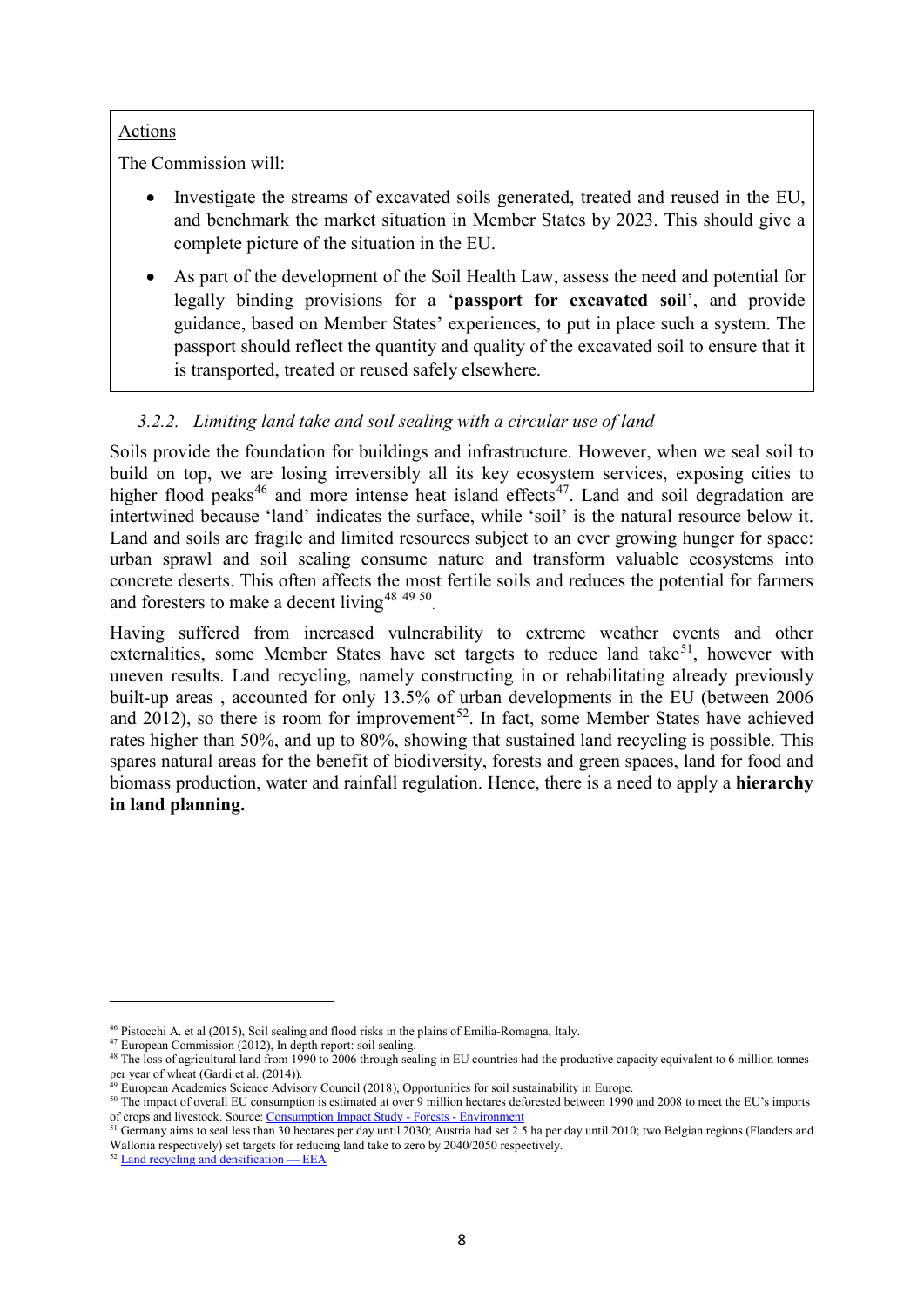Actions

The Commission will:

- Investigate the streams of excavated soils generated, treated and reused in the EU, and benchmark the market situation in Member States by 2023. This should give a complete picture of the situation in the EU.
- As part of the development of the Soil Health Law, assess the need and potential for legally binding provisions for a '**passport for excavated soil**', and provide guidance, based on Member States' experiences, to put in place such a system. The passport should reflect the quantity and quality of the excavated soil to ensure that it is transported, treated or reused safely elsewhere.

#### *3.2.2. Limiting land take and soil sealing with a circular use of land*

Soils provide the foundation for buildings and infrastructure. However, when we seal soil to build on top, we are losing irreversibly all its key ecosystem services, exposing cities to higher flood peaks[46] and more intense heat island effects[47]. Land and soil degradation are intertwined because 'land' indicates the surface, while 'soil' is the natural resource below it. Land and soils are fragile and limited resources subject to an ever growing hunger for space: urban sprawl and soil sealing consume nature and transform valuable ecosystems into concrete deserts. This often affects the most fertile soils and reduces the potential for farmers and foresters to make a decent living[48] [49] [50].

Having suffered from increased vulnerability to extreme weather events and other externalities, some Member States have set targets to reduce land take[51], however with uneven results. Land recycling, namely constructing in or rehabilitating already previously built-up areas , accounted for only 13.5% of urban developments in the EU (between 2006 and 2012), so there is room for improvement[52]. In fact, some Member States have achieved rates higher than 50%, and up to 80%, showing that sustained land recycling is possible. This spares natural areas for the benefit of biodiversity, forests and green spaces, land for food and biomass production, water and rainfall regulation. Hence, there is a need to apply a **hierarchy in land planning.**

---

[46] Pistocchi A. et al (2015), Soil sealing and flood risks in the plains of Emilia-Romagna, Italy.

[47] European Commission (2012), In depth report: soil sealing.

[48] The loss of agricultural land from 1990 to 2006 through sealing in EU countries had the productive capacity equivalent to 6 million tonnes per year of wheat (Gardi et al. (2014)).

[49] European Academies Science Advisory Council (2018), Opportunities for soil sustainability in Europe.

[50] The impact of overall EU consumption is estimated at over 9 million hectares deforested between 1990 and 2008 to meet the EU's imports of crops and livestock. Source: Consumption Impact Study - Forests - Environment

[51] Germany aims to seal less than 30 hectares per day until 2030; Austria had set 2.5 ha per day until 2010; two Belgian regions (Flanders and Wallonia respectively) set targets for reducing land take to zero by 2040/2050 respectively.

[52] Land recycling and densification — EEA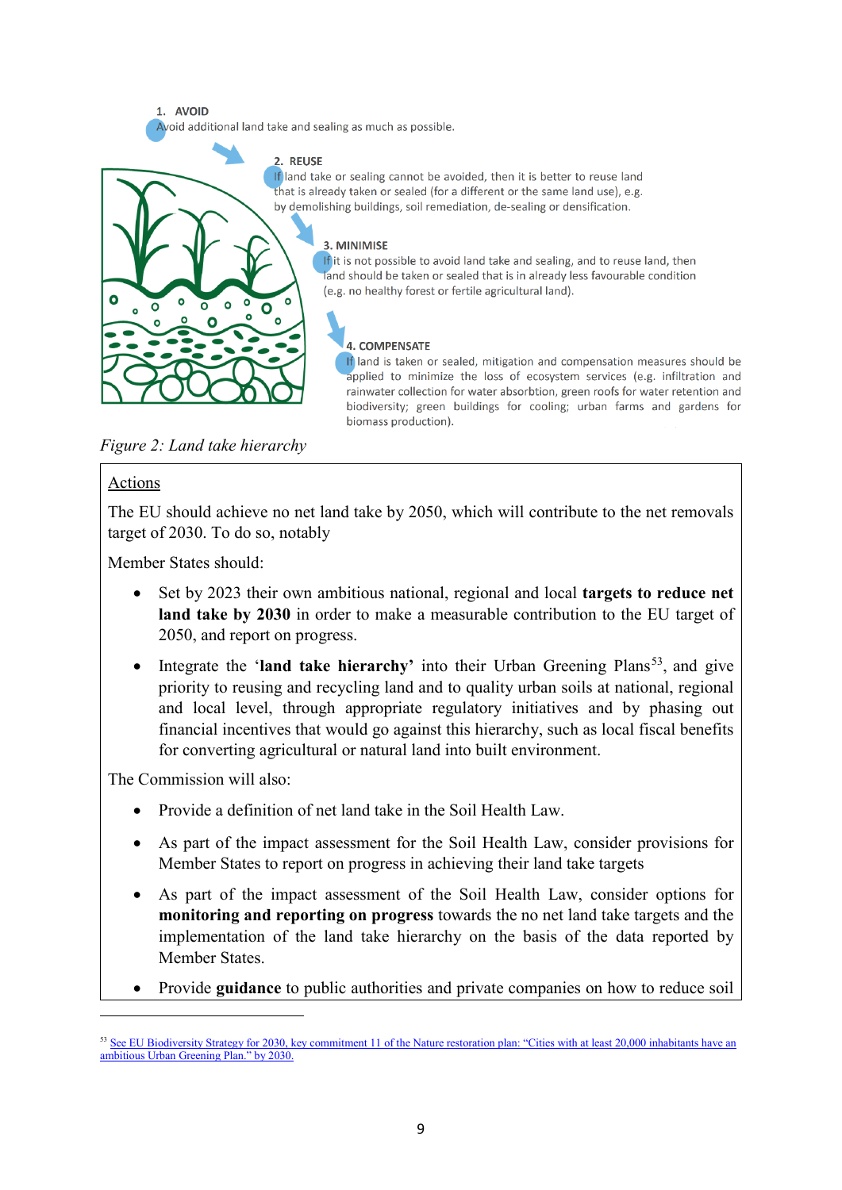1. **AVOID**
Avoid additional land take and sealing as much as possible.

2. **REUSE**
If land take or sealing cannot be avoided, then it is better to reuse land that is already taken or sealed (for a different or the same land use), e.g. by demolishing buildings, soil remediation, de-sealing or densification.

3. **MINIMISE**
If it is not possible to avoid land take and sealing, and to reuse land, then land should be taken or sealed that is in already less favourable condition (e.g. no healthy forest or fertile agricultural land).

4. **COMPENSATE**
If land is taken or sealed, mitigation and compensation measures should be applied to minimize the loss of ecosystem services (e.g. infiltration and rainwater collection for water absorbtion, green roofs for water retention and biodiversity; green buildings for cooling; urban farms and gardens for biomass production).

*Figure 2: Land take hierarchy*

Actions

The EU should achieve no net land take by 2050, which will contribute to the net removals target of 2030. To do so, notably

Member States should:

- Set by 2023 their own ambitious national, regional and local **targets to reduce net land take by 2030** in order to make a measurable contribution to the EU target of 2050, and report on progress.
- Integrate the '**land take hierarchy**' into their Urban Greening Plans[53], and give priority to reusing and recycling land and to quality urban soils at national, regional and local level, through appropriate regulatory initiatives and by phasing out financial incentives that would go against this hierarchy, such as local fiscal benefits for converting agricultural or natural land into built environment.

The Commission will also:

- Provide a definition of net land take in the Soil Health Law.
- As part of the impact assessment for the Soil Health Law, consider provisions for Member States to report on progress in achieving their land take targets
- As part of the impact assessment of the Soil Health Law, consider options for **monitoring and reporting on progress** towards the no net land take targets and the implementation of the land take hierarchy on the basis of the data reported by Member States.
- Provide **guidance** to public authorities and private companies on how to reduce soil

[53] See EU Biodiversity Strategy for 2030, key commitment 11 of the Nature restoration plan: "Cities with at least 20,000 inhabitants have an ambitious Urban Greening Plan." by 2030.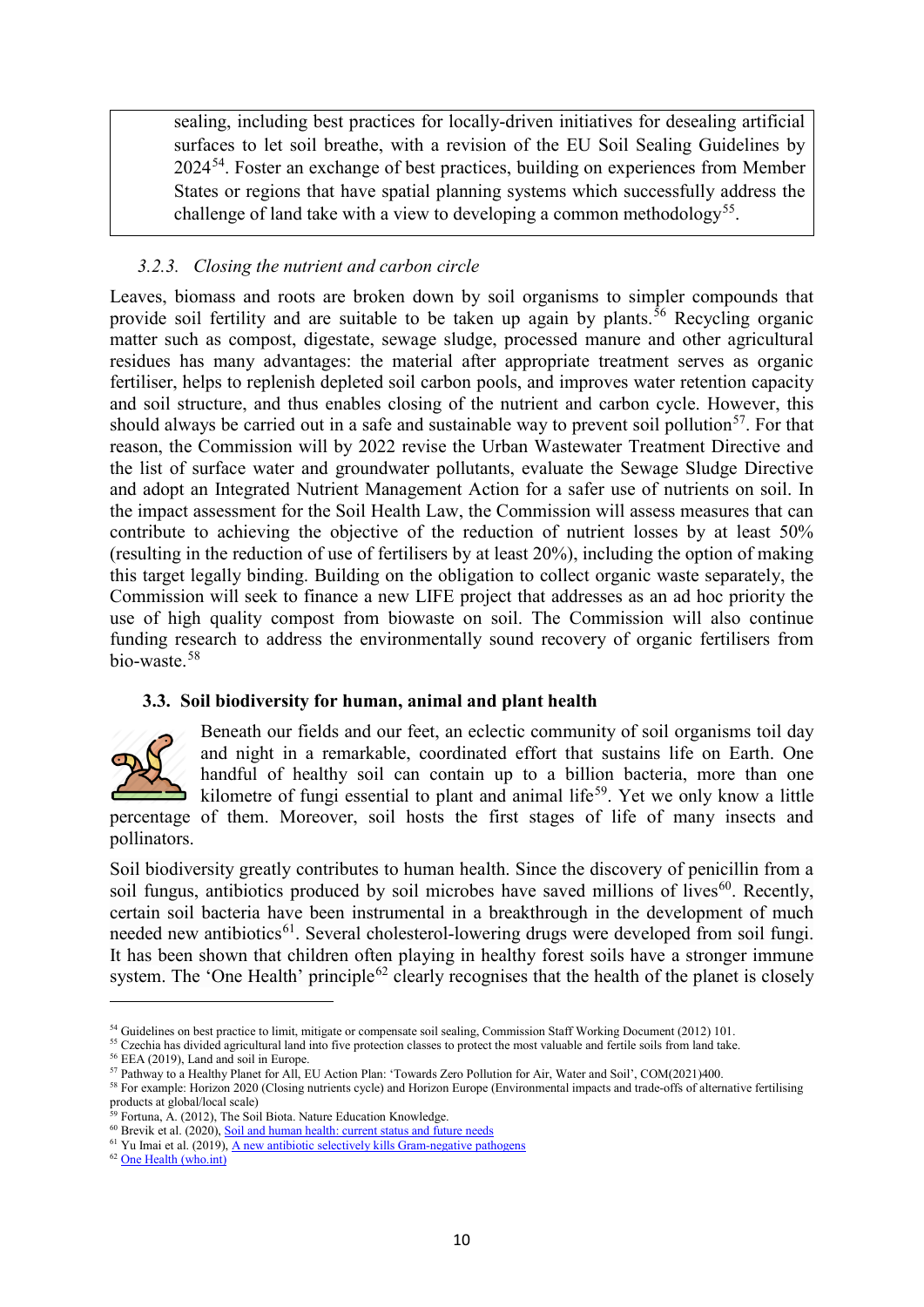sealing, including best practices for locally-driven initiatives for desealing artificial surfaces to let soil breathe, with a revision of the EU Soil Sealing Guidelines by 2024[54]. Foster an exchange of best practices, building on experiences from Member States or regions that have spatial planning systems which successfully address the challenge of land take with a view to developing a common methodology[55].

### *3.2.3. Closing the nutrient and carbon circle*

Leaves, biomass and roots are broken down by soil organisms to simpler compounds that provide soil fertility and are suitable to be taken up again by plants.[56] Recycling organic matter such as compost, digestate, sewage sludge, processed manure and other agricultural residues has many advantages: the material after appropriate treatment serves as organic fertiliser, helps to replenish depleted soil carbon pools, and improves water retention capacity and soil structure, and thus enables closing of the nutrient and carbon cycle. However, this should always be carried out in a safe and sustainable way to prevent soil pollution[57]. For that reason, the Commission will by 2022 revise the Urban Wastewater Treatment Directive and the list of surface water and groundwater pollutants, evaluate the Sewage Sludge Directive and adopt an Integrated Nutrient Management Action for a safer use of nutrients on soil. In the impact assessment for the Soil Health Law, the Commission will assess measures that can contribute to achieving the objective of the reduction of nutrient losses by at least 50% (resulting in the reduction of use of fertilisers by at least 20%), including the option of making this target legally binding. Building on the obligation to collect organic waste separately, the Commission will seek to finance a new LIFE project that addresses as an ad hoc priority the use of high quality compost from biowaste on soil. The Commission will also continue funding research to address the environmentally sound recovery of organic fertilisers from bio-waste.[58]

## 3.3. Soil biodiversity for human, animal and plant health

Beneath our fields and our feet, an eclectic community of soil organisms toil day and night in a remarkable, coordinated effort that sustains life on Earth. One handful of healthy soil can contain up to a billion bacteria, more than one kilometre of fungi essential to plant and animal life[59]. Yet we only know a little percentage of them. Moreover, soil hosts the first stages of life of many insects and pollinators.

Soil biodiversity greatly contributes to human health. Since the discovery of penicillin from a soil fungus, antibiotics produced by soil microbes have saved millions of lives[60]. Recently, certain soil bacteria have been instrumental in a breakthrough in the development of much needed new antibiotics[61]. Several cholesterol-lowering drugs were developed from soil fungi. It has been shown that children often playing in healthy forest soils have a stronger immune system. The 'One Health' principle[62] clearly recognises that the health of the planet is closely

---

[54] Guidelines on best practice to limit, mitigate or compensate soil sealing, Commission Staff Working Document (2012) 101.
[55] Czechia has divided agricultural land into five protection classes to protect the most valuable and fertile soils from land take.
[56] EEA (2019), Land and soil in Europe.
[57] Pathway to a Healthy Planet for All, EU Action Plan: 'Towards Zero Pollution for Air, Water and Soil', COM(2021)400.
[58] For example: Horizon 2020 (Closing nutrients cycle) and Horizon Europe (Environmental impacts and trade-offs of alternative fertilising products at global/local scale)
[59] Fortuna, A. (2012), The Soil Biota. Nature Education Knowledge.
[60] Brevik et al. (2020), Soil and human health: current status and future needs
[61] Yu Imai et al. (2019), A new antibiotic selectively kills Gram-negative pathogens
[62] One Health (who.int)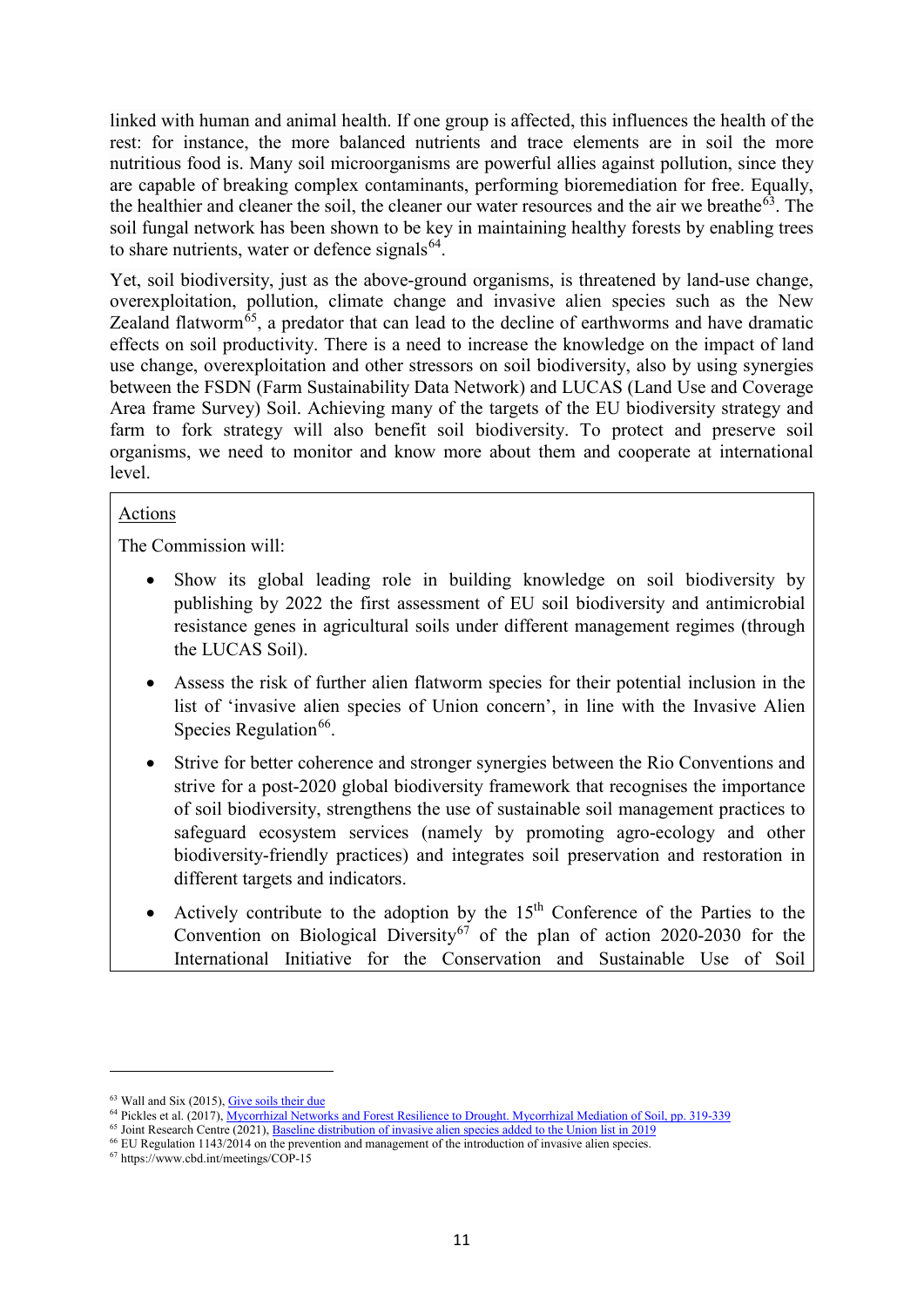linked with human and animal health. If one group is affected, this influences the health of the rest: for instance, the more balanced nutrients and trace elements are in soil the more nutritious food is. Many soil microorganisms are powerful allies against pollution, since they are capable of breaking complex contaminants, performing bioremediation for free. Equally, the healthier and cleaner the soil, the cleaner our water resources and the air we breathe[63]. The soil fungal network has been shown to be key in maintaining healthy forests by enabling trees to share nutrients, water or defence signals[64].

Yet, soil biodiversity, just as the above-ground organisms, is threatened by land-use change, overexploitation, pollution, climate change and invasive alien species such as the New Zealand flatworm[65], a predator that can lead to the decline of earthworms and have dramatic effects on soil productivity. There is a need to increase the knowledge on the impact of land use change, overexploitation and other stressors on soil biodiversity, also by using synergies between the FSDN (Farm Sustainability Data Network) and LUCAS (Land Use and Coverage Area frame Survey) Soil. Achieving many of the targets of the EU biodiversity strategy and farm to fork strategy will also benefit soil biodiversity. To protect and preserve soil organisms, we need to monitor and know more about them and cooperate at international level.

Actions

The Commission will:

- Show its global leading role in building knowledge on soil biodiversity by publishing by 2022 the first assessment of EU soil biodiversity and antimicrobial resistance genes in agricultural soils under different management regimes (through the LUCAS Soil).
- Assess the risk of further alien flatworm species for their potential inclusion in the list of 'invasive alien species of Union concern', in line with the Invasive Alien Species Regulation[66].
- Strive for better coherence and stronger synergies between the Rio Conventions and strive for a post-2020 global biodiversity framework that recognises the importance of soil biodiversity, strengthens the use of sustainable soil management practices to safeguard ecosystem services (namely by promoting agro-ecology and other biodiversity-friendly practices) and integrates soil preservation and restoration in different targets and indicators.
- Actively contribute to the adoption by the 15th Conference of the Parties to the Convention on Biological Diversity[67] of the plan of action 2020-2030 for the International Initiative for the Conservation and Sustainable Use of Soil

---

[63] Wall and Six (2015), Give soils their due

[64] Pickles et al. (2017), Mycorrhizal Networks and Forest Resilience to Drought. Mycorrhizal Mediation of Soil, pp. 319-339

[65] Joint Research Centre (2021), Baseline distribution of invasive alien species added to the Union list in 2019

[66] EU Regulation 1143/2014 on the prevention and management of the introduction of invasive alien species.

[67] https://www.cbd.int/meetings/COP-15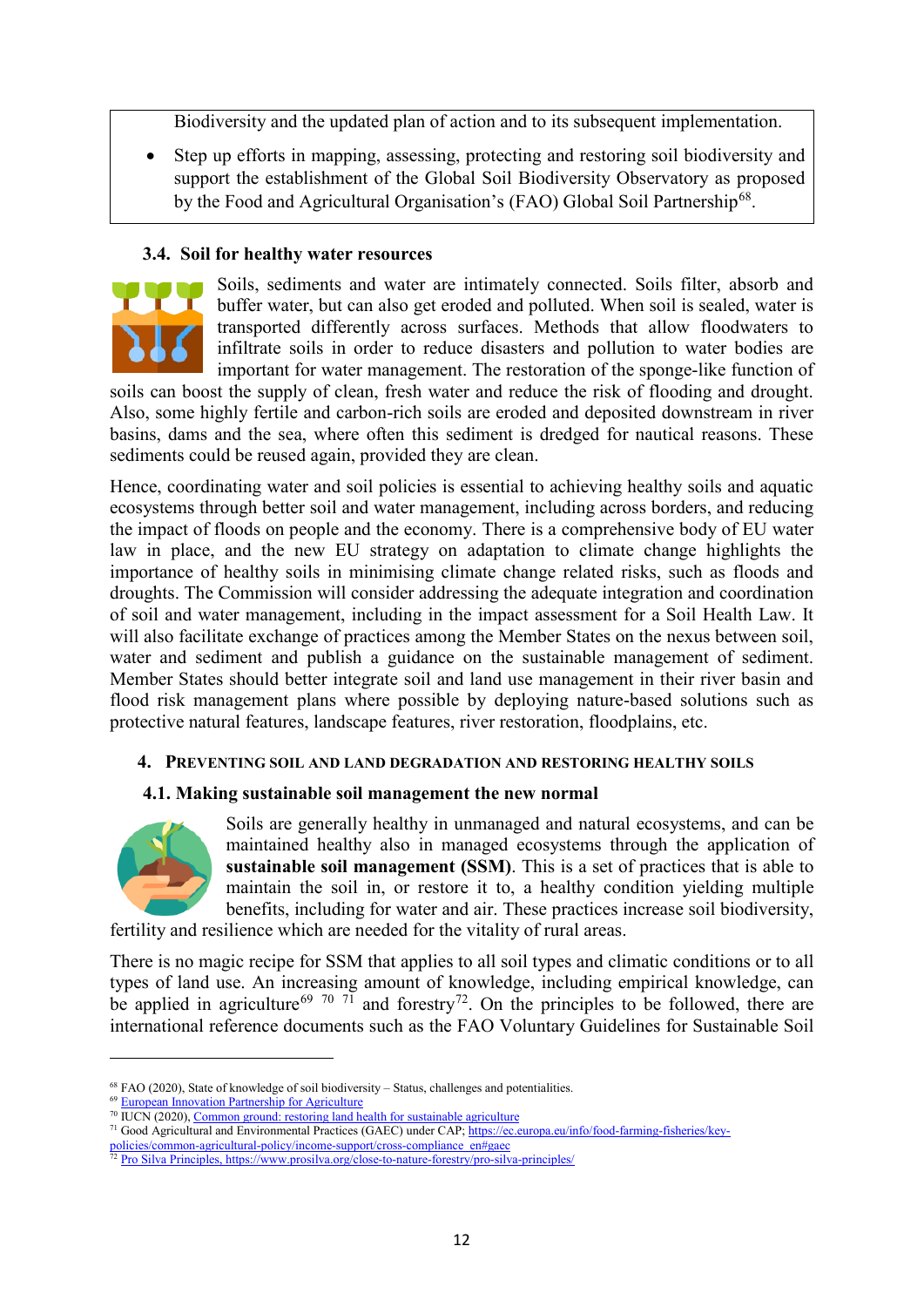Biodiversity and the updated plan of action and to its subsequent implementation.

- Step up efforts in mapping, assessing, protecting and restoring soil biodiversity and support the establishment of the Global Soil Biodiversity Observatory as proposed by the Food and Agricultural Organisation's (FAO) Global Soil Partnership[68].

### 3.4. Soil for healthy water resources

Soils, sediments and water are intimately connected. Soils filter, absorb and buffer water, but can also get eroded and polluted. When soil is sealed, water is transported differently across surfaces. Methods that allow floodwaters to infiltrate soils in order to reduce disasters and pollution to water bodies are important for water management. The restoration of the sponge-like function of soils can boost the supply of clean, fresh water and reduce the risk of flooding and drought. Also, some highly fertile and carbon-rich soils are eroded and deposited downstream in river basins, dams and the sea, where often this sediment is dredged for nautical reasons. These sediments could be reused again, provided they are clean.

Hence, coordinating water and soil policies is essential to achieving healthy soils and aquatic ecosystems through better soil and water management, including across borders, and reducing the impact of floods on people and the economy. There is a comprehensive body of EU water law in place, and the new EU strategy on adaptation to climate change highlights the importance of healthy soils in minimising climate change related risks, such as floods and droughts. The Commission will consider addressing the adequate integration and coordination of soil and water management, including in the impact assessment for a Soil Health Law. It will also facilitate exchange of practices among the Member States on the nexus between soil, water and sediment and publish a guidance on the sustainable management of sediment. Member States should better integrate soil and land use management in their river basin and flood risk management plans where possible by deploying nature-based solutions such as protective natural features, landscape features, river restoration, floodplains, etc.

## 4. Preventing soil and land degradation and restoring healthy soils

### 4.1. Making sustainable soil management the new normal

Soils are generally healthy in unmanaged and natural ecosystems, and can be maintained healthy also in managed ecosystems through the application of **sustainable soil management (SSM)**. This is a set of practices that is able to maintain the soil in, or restore it to, a healthy condition yielding multiple benefits, including for water and air. These practices increase soil biodiversity, fertility and resilience which are needed for the vitality of rural areas.

There is no magic recipe for SSM that applies to all soil types and climatic conditions or to all types of land use. An increasing amount of knowledge, including empirical knowledge, can be applied in agriculture[69] [70] [71] and forestry[72]. On the principles to be followed, there are international reference documents such as the FAO Voluntary Guidelines for Sustainable Soil

---

[68] FAO (2020), State of knowledge of soil biodiversity – Status, challenges and potentialities.

[69] European Innovation Partnership for Agriculture

[70] IUCN (2020), Common ground: restoring land health for sustainable agriculture

[71] Good Agricultural and Environmental Practices (GAEC) under CAP; https://ec.europa.eu/info/food-farming-fisheries/key-policies/common-agricultural-policy/income-support/cross-compliance_en#gaec

[72] Pro Silva Principles, https://www.prosilva.org/close-to-nature-forestry/pro-silva-principles/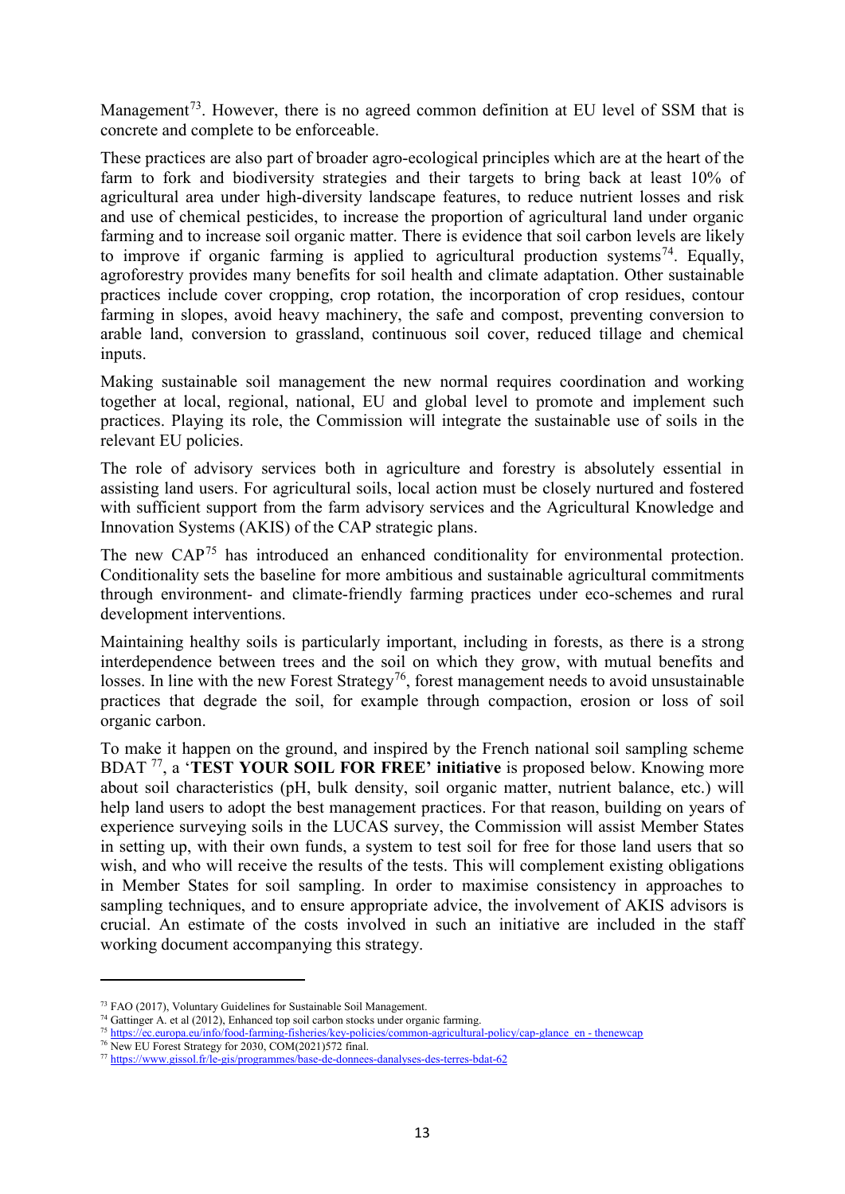Management[73]. However, there is no agreed common definition at EU level of SSM that is concrete and complete to be enforceable.

These practices are also part of broader agro-ecological principles which are at the heart of the farm to fork and biodiversity strategies and their targets to bring back at least 10% of agricultural area under high-diversity landscape features, to reduce nutrient losses and risk and use of chemical pesticides, to increase the proportion of agricultural land under organic farming and to increase soil organic matter. There is evidence that soil carbon levels are likely to improve if organic farming is applied to agricultural production systems[74]. Equally, agroforestry provides many benefits for soil health and climate adaptation. Other sustainable practices include cover cropping, crop rotation, the incorporation of crop residues, contour farming in slopes, avoid heavy machinery, the safe and compost, preventing conversion to arable land, conversion to grassland, continuous soil cover, reduced tillage and chemical inputs.

Making sustainable soil management the new normal requires coordination and working together at local, regional, national, EU and global level to promote and implement such practices. Playing its role, the Commission will integrate the sustainable use of soils in the relevant EU policies.

The role of advisory services both in agriculture and forestry is absolutely essential in assisting land users. For agricultural soils, local action must be closely nurtured and fostered with sufficient support from the farm advisory services and the Agricultural Knowledge and Innovation Systems (AKIS) of the CAP strategic plans.

The new CAP[75] has introduced an enhanced conditionality for environmental protection. Conditionality sets the baseline for more ambitious and sustainable agricultural commitments through environment- and climate-friendly farming practices under eco-schemes and rural development interventions.

Maintaining healthy soils is particularly important, including in forests, as there is a strong interdependence between trees and the soil on which they grow, with mutual benefits and losses. In line with the new Forest Strategy[76], forest management needs to avoid unsustainable practices that degrade the soil, for example through compaction, erosion or loss of soil organic carbon.

To make it happen on the ground, and inspired by the French national soil sampling scheme BDAT [77], a '**TEST YOUR SOIL FOR FREE' initiative** is proposed below. Knowing more about soil characteristics (pH, bulk density, soil organic matter, nutrient balance, etc.) will help land users to adopt the best management practices. For that reason, building on years of experience surveying soils in the LUCAS survey, the Commission will assist Member States in setting up, with their own funds, a system to test soil for free for those land users that so wish, and who will receive the results of the tests. This will complement existing obligations in Member States for soil sampling. In order to maximise consistency in approaches to sampling techniques, and to ensure appropriate advice, the involvement of AKIS advisors is crucial. An estimate of the costs involved in such an initiative are included in the staff working document accompanying this strategy.

---

[73] FAO (2017), Voluntary Guidelines for Sustainable Soil Management.

[74] Gattinger A. et al (2012), Enhanced top soil carbon stocks under organic farming.

[75] https://ec.europa.eu/info/food-farming-fisheries/key-policies/common-agricultural-policy/cap-glance_en - thenewcap

[76] New EU Forest Strategy for 2030, COM(2021)572 final.

[77] https://www.gissol.fr/le-gis/programmes/base-de-donnees-danalyses-des-terres-bdat-62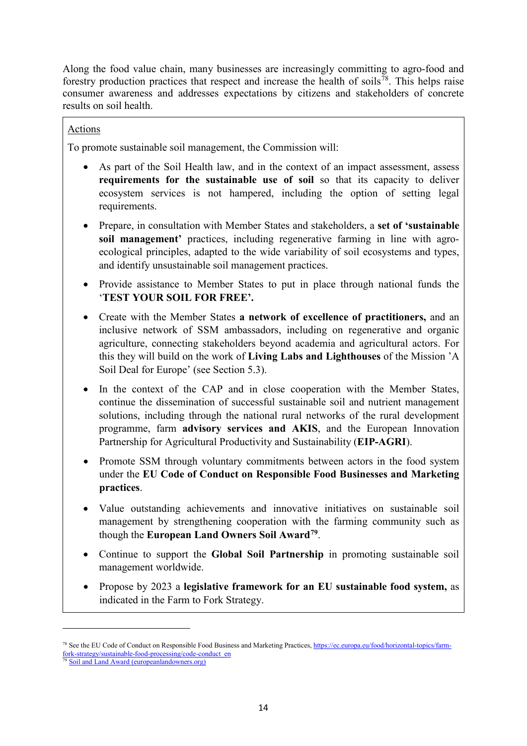Along the food value chain, many businesses are increasingly committing to agro-food and forestry production practices that respect and increase the health of soils[78]. This helps raise consumer awareness and addresses expectations by citizens and stakeholders of concrete results on soil health.

<u>Actions</u>

To promote sustainable soil management, the Commission will:

- As part of the Soil Health law, and in the context of an impact assessment, assess **requirements for the sustainable use of soil** so that its capacity to deliver ecosystem services is not hampered, including the option of setting legal requirements.
- Prepare, in consultation with Member States and stakeholders, a **set of 'sustainable soil management'** practices, including regenerative farming in line with agro-ecological principles, adapted to the wide variability of soil ecosystems and types, and identify unsustainable soil management practices.
- Provide assistance to Member States to put in place through national funds the '**TEST YOUR SOIL FOR FREE'.**
- Create with the Member States **a network of excellence of practitioners,** and an inclusive network of SSM ambassadors, including on regenerative and organic agriculture, connecting stakeholders beyond academia and agricultural actors. For this they will build on the work of **Living Labs and Lighthouses** of the Mission 'A Soil Deal for Europe' (see Section 5.3).
- In the context of the CAP and in close cooperation with the Member States, continue the dissemination of successful sustainable soil and nutrient management solutions, including through the national rural networks of the rural development programme, farm **advisory services and AKIS**, and the European Innovation Partnership for Agricultural Productivity and Sustainability (**EIP-AGRI**).
- Promote SSM through voluntary commitments between actors in the food system under the **EU Code of Conduct on Responsible Food Businesses and Marketing practices**.
- Value outstanding achievements and innovative initiatives on sustainable soil management by strengthening cooperation with the farming community such as though the **European Land Owners Soil Award**[79].
- Continue to support the **Global Soil Partnership** in promoting sustainable soil management worldwide.
- Propose by 2023 a **legislative framework for an EU sustainable food system,** as indicated in the Farm to Fork Strategy.

---

[78] See the EU Code of Conduct on Responsible Food Business and Marketing Practices, https://ec.europa.eu/food/horizontal-topics/farm-fork-strategy/sustainable-food-processing/code-conduct_en

[79] Soil and Land Award (europeanlandowners.org)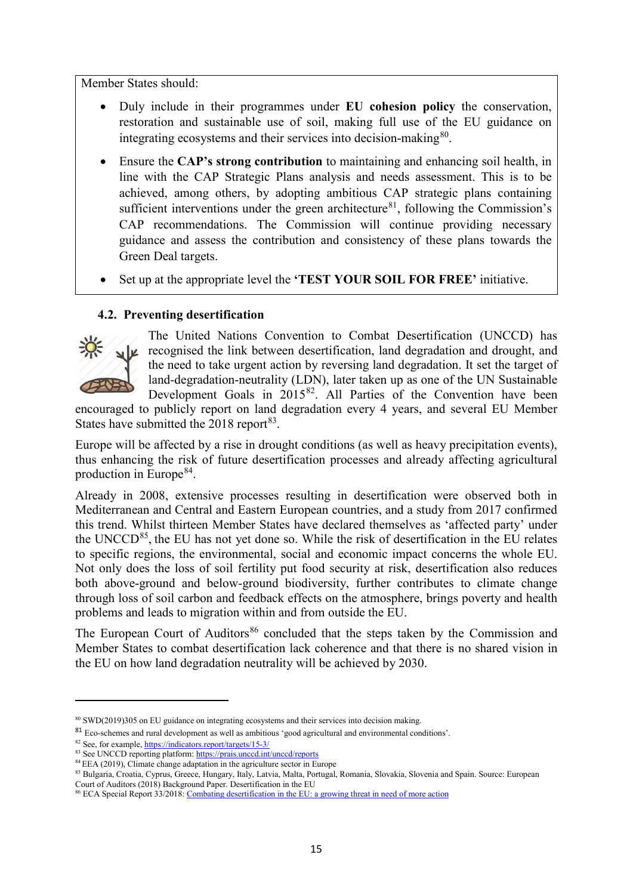Member States should:

- Duly include in their programmes under **EU cohesion policy** the conservation, restoration and sustainable use of soil, making full use of the EU guidance on integrating ecosystems and their services into decision-making[80].

- Ensure the **CAP's strong contribution** to maintaining and enhancing soil health, in line with the CAP Strategic Plans analysis and needs assessment. This is to be achieved, among others, by adopting ambitious CAP strategic plans containing sufficient interventions under the green architecture[81], following the Commission's CAP recommendations. The Commission will continue providing necessary guidance and assess the contribution and consistency of these plans towards the Green Deal targets.

- Set up at the appropriate level the **'TEST YOUR SOIL FOR FREE'** initiative.

### 4.2. Preventing desertification

The United Nations Convention to Combat Desertification (UNCCD) has recognised the link between desertification, land degradation and drought, and the need to take urgent action by reversing land degradation. It set the target of land-degradation-neutrality (LDN), later taken up as one of the UN Sustainable Development Goals in 2015[82]. All Parties of the Convention have been encouraged to publicly report on land degradation every 4 years, and several EU Member States have submitted the 2018 report[83].

Europe will be affected by a rise in drought conditions (as well as heavy precipitation events), thus enhancing the risk of future desertification processes and already affecting agricultural production in Europe[84].

Already in 2008, extensive processes resulting in desertification were observed both in Mediterranean and Central and Eastern European countries, and a study from 2017 confirmed this trend. Whilst thirteen Member States have declared themselves as 'affected party' under the UNCCD[85], the EU has not yet done so. While the risk of desertification in the EU relates to specific regions, the environmental, social and economic impact concerns the whole EU. Not only does the loss of soil fertility put food security at risk, desertification also reduces both above-ground and below-ground biodiversity, further contributes to climate change through loss of soil carbon and feedback effects on the atmosphere, brings poverty and health problems and leads to migration within and from outside the EU.

The European Court of Auditors[86] concluded that the steps taken by the Commission and Member States to combat desertification lack coherence and that there is no shared vision in the EU on how land degradation neutrality will be achieved by 2030.

---

[80] SWD(2019)305 on EU guidance on integrating ecosystems and their services into decision making.

[81] Eco-schemes and rural development as well as ambitious 'good agricultural and environmental conditions'.

[82] See, for example, https://indicators.report/targets/15-3/

[83] See UNCCD reporting platform: https://prais.unccd.int/unccd/reports

[84] EEA (2019), Climate change adaptation in the agriculture sector in Europe

[85] Bulgaria, Croatia, Cyprus, Greece, Hungary, Italy, Latvia, Malta, Portugal, Romania, Slovakia, Slovenia and Spain. Source: European Court of Auditors (2018) Background Paper. Desertification in the EU

[86] ECA Special Report 33/2018: Combating desertification in the EU: a growing threat in need of more action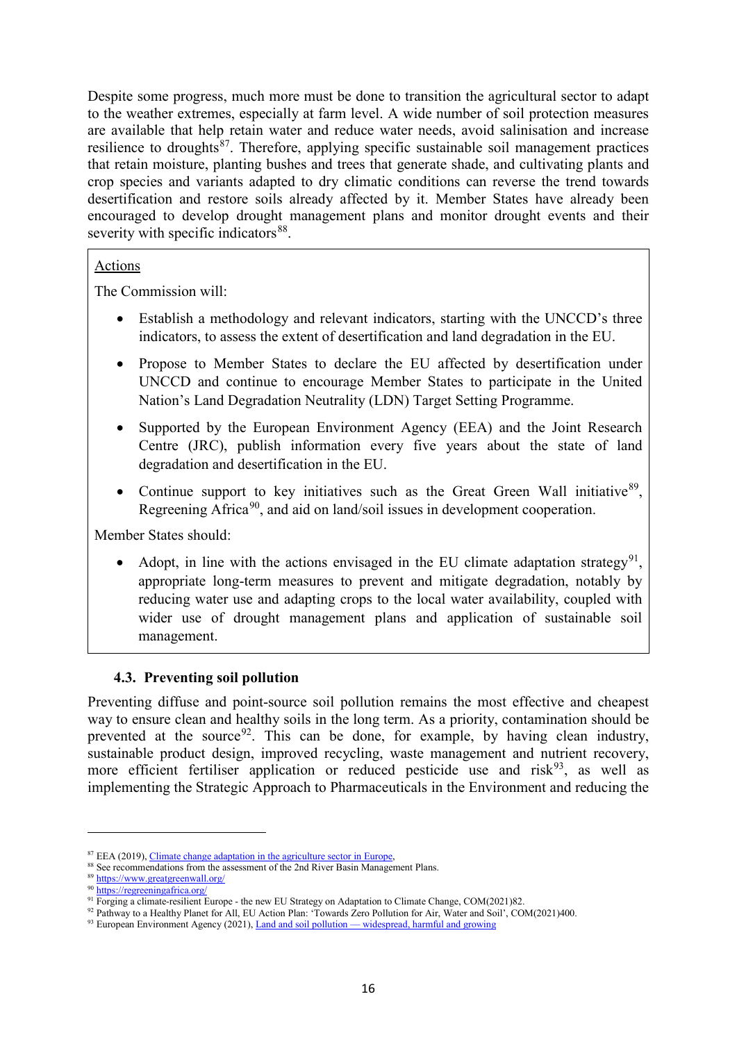Despite some progress, much more must be done to transition the agricultural sector to adapt to the weather extremes, especially at farm level. A wide number of soil protection measures are available that help retain water and reduce water needs, avoid salinisation and increase resilience to droughts[87]. Therefore, applying specific sustainable soil management practices that retain moisture, planting bushes and trees that generate shade, and cultivating plants and crop species and variants adapted to dry climatic conditions can reverse the trend towards desertification and restore soils already affected by it. Member States have already been encouraged to develop drought management plans and monitor drought events and their severity with specific indicators[88].

<u>Actions</u>

The Commission will:

- Establish a methodology and relevant indicators, starting with the UNCCD's three indicators, to assess the extent of desertification and land degradation in the EU.
- Propose to Member States to declare the EU affected by desertification under UNCCD and continue to encourage Member States to participate in the United Nation's Land Degradation Neutrality (LDN) Target Setting Programme.
- Supported by the European Environment Agency (EEA) and the Joint Research Centre (JRC), publish information every five years about the state of land degradation and desertification in the EU.
- Continue support to key initiatives such as the Great Green Wall initiative[89], Regreening Africa[90], and aid on land/soil issues in development cooperation.

Member States should:

- Adopt, in line with the actions envisaged in the EU climate adaptation strategy[91], appropriate long-term measures to prevent and mitigate degradation, notably by reducing water use and adapting crops to the local water availability, coupled with wider use of drought management plans and application of sustainable soil management.

### 4.3. Preventing soil pollution

Preventing diffuse and point-source soil pollution remains the most effective and cheapest way to ensure clean and healthy soils in the long term. As a priority, contamination should be prevented at the source[92]. This can be done, for example, by having clean industry, sustainable product design, improved recycling, waste management and nutrient recovery, more efficient fertiliser application or reduced pesticide use and risk[93], as well as implementing the Strategic Approach to Pharmaceuticals in the Environment and reducing the

---

[87] EEA (2019), Climate change adaptation in the agriculture sector in Europe,

[88] See recommendations from the assessment of the 2nd River Basin Management Plans.

[89] https://www.greatgreenwall.org/

[90] https://regreeningafrica.org/

[91] Forging a climate-resilient Europe - the new EU Strategy on Adaptation to Climate Change, COM(2021)82.

[92] Pathway to a Healthy Planet for All, EU Action Plan: 'Towards Zero Pollution for Air, Water and Soil', COM(2021)400.

[93] European Environment Agency (2021), Land and soil pollution — widespread, harmful and growing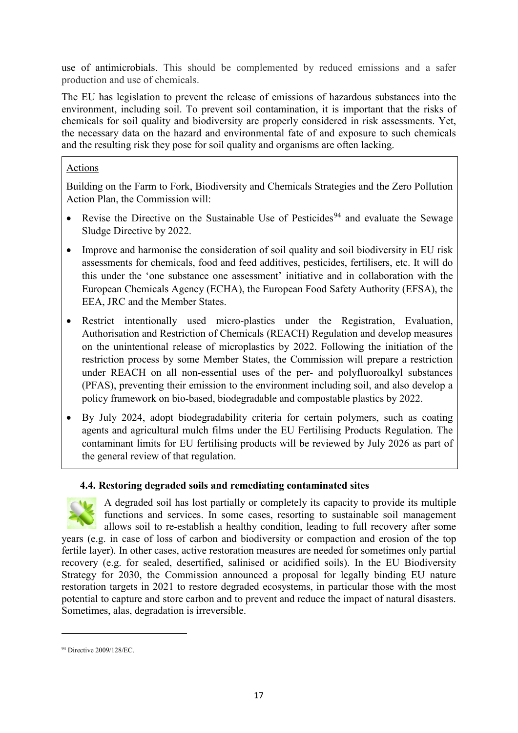use of antimicrobials. This should be complemented by reduced emissions and a safer production and use of chemicals.

The EU has legislation to prevent the release of emissions of hazardous substances into the environment, including soil. To prevent soil contamination, it is important that the risks of chemicals for soil quality and biodiversity are properly considered in risk assessments. Yet, the necessary data on the hazard and environmental fate of and exposure to such chemicals and the resulting risk they pose for soil quality and organisms are often lacking.

Actions

Building on the Farm to Fork, Biodiversity and Chemicals Strategies and the Zero Pollution Action Plan, the Commission will:

- Revise the Directive on the Sustainable Use of Pesticides[94] and evaluate the Sewage Sludge Directive by 2022.
- Improve and harmonise the consideration of soil quality and soil biodiversity in EU risk assessments for chemicals, food and feed additives, pesticides, fertilisers, etc. It will do this under the 'one substance one assessment' initiative and in collaboration with the European Chemicals Agency (ECHA), the European Food Safety Authority (EFSA), the EEA, JRC and the Member States.
- Restrict intentionally used micro-plastics under the Registration, Evaluation, Authorisation and Restriction of Chemicals (REACH) Regulation and develop measures on the unintentional release of microplastics by 2022. Following the initiation of the restriction process by some Member States, the Commission will prepare a restriction under REACH on all non-essential uses of the per- and polyfluoroalkyl substances (PFAS), preventing their emission to the environment including soil, and also develop a policy framework on bio-based, biodegradable and compostable plastics by 2022.
- By July 2024, adopt biodegradability criteria for certain polymers, such as coating agents and agricultural mulch films under the EU Fertilising Products Regulation. The contaminant limits for EU fertilising products will be reviewed by July 2026 as part of the general review of that regulation.

### 4.4. Restoring degraded soils and remediating contaminated sites

A degraded soil has lost partially or completely its capacity to provide its multiple functions and services. In some cases, resorting to sustainable soil management allows soil to re-establish a healthy condition, leading to full recovery after some years (e.g. in case of loss of carbon and biodiversity or compaction and erosion of the top fertile layer). In other cases, active restoration measures are needed for sometimes only partial recovery (e.g. for sealed, desertified, salinised or acidified soils). In the EU Biodiversity Strategy for 2030, the Commission announced a proposal for legally binding EU nature restoration targets in 2021 to restore degraded ecosystems, in particular those with the most potential to capture and store carbon and to prevent and reduce the impact of natural disasters. Sometimes, alas, degradation is irreversible.

[94] Directive 2009/128/EC.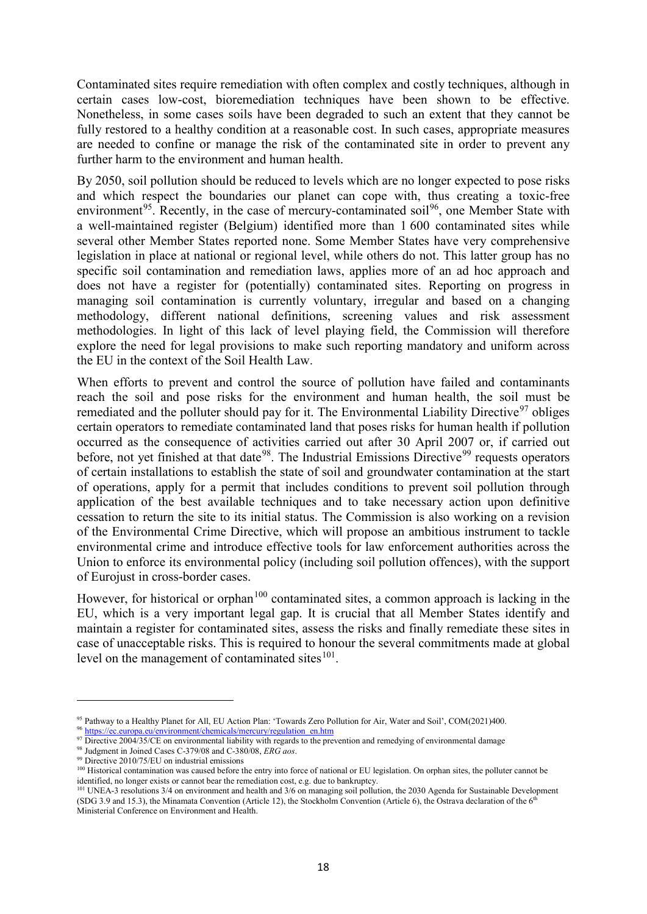Contaminated sites require remediation with often complex and costly techniques, although in certain cases low-cost, bioremediation techniques have been shown to be effective. Nonetheless, in some cases soils have been degraded to such an extent that they cannot be fully restored to a healthy condition at a reasonable cost. In such cases, appropriate measures are needed to confine or manage the risk of the contaminated site in order to prevent any further harm to the environment and human health.

By 2050, soil pollution should be reduced to levels which are no longer expected to pose risks and which respect the boundaries our planet can cope with, thus creating a toxic-free environment[95]. Recently, in the case of mercury-contaminated soil[96], one Member State with a well-maintained register (Belgium) identified more than 1 600 contaminated sites while several other Member States reported none. Some Member States have very comprehensive legislation in place at national or regional level, while others do not. This latter group has no specific soil contamination and remediation laws, applies more of an ad hoc approach and does not have a register for (potentially) contaminated sites. Reporting on progress in managing soil contamination is currently voluntary, irregular and based on a changing methodology, different national definitions, screening values and risk assessment methodologies. In light of this lack of level playing field, the Commission will therefore explore the need for legal provisions to make such reporting mandatory and uniform across the EU in the context of the Soil Health Law.

When efforts to prevent and control the source of pollution have failed and contaminants reach the soil and pose risks for the environment and human health, the soil must be remediated and the polluter should pay for it. The Environmental Liability Directive[97] obliges certain operators to remediate contaminated land that poses risks for human health if pollution occurred as the consequence of activities carried out after 30 April 2007 or, if carried out before, not yet finished at that date[98]. The Industrial Emissions Directive[99] requests operators of certain installations to establish the state of soil and groundwater contamination at the start of operations, apply for a permit that includes conditions to prevent soil pollution through application of the best available techniques and to take necessary action upon definitive cessation to return the site to its initial status. The Commission is also working on a revision of the Environmental Crime Directive, which will propose an ambitious instrument to tackle environmental crime and introduce effective tools for law enforcement authorities across the Union to enforce its environmental policy (including soil pollution offences), with the support of Eurojust in cross-border cases.

However, for historical or orphan[100] contaminated sites, a common approach is lacking in the EU, which is a very important legal gap. It is crucial that all Member States identify and maintain a register for contaminated sites, assess the risks and finally remediate these sites in case of unacceptable risks. This is required to honour the several commitments made at global level on the management of contaminated sites[101].

---

[95] Pathway to a Healthy Planet for All, EU Action Plan: 'Towards Zero Pollution for Air, Water and Soil', COM(2021)400.

[96] https://ec.europa.eu/environment/chemicals/mercury/regulation_en.htm

[97] Directive 2004/35/CE on environmental liability with regards to the prevention and remedying of environmental damage

[98] Judgment in Joined Cases C-379/08 and C-380/08, *ERG aos*.

[99] Directive 2010/75/EU on industrial emissions

[100] Historical contamination was caused before the entry into force of national or EU legislation. On orphan sites, the polluter cannot be identified, no longer exists or cannot bear the remediation cost, e.g. due to bankruptcy.

[101] UNEA-3 resolutions 3/4 on environment and health and 3/6 on managing soil pollution, the 2030 Agenda for Sustainable Development (SDG 3.9 and 15.3), the Minamata Convention (Article 12), the Stockholm Convention (Article 6), the Ostrava declaration of the 6th Ministerial Conference on Environment and Health.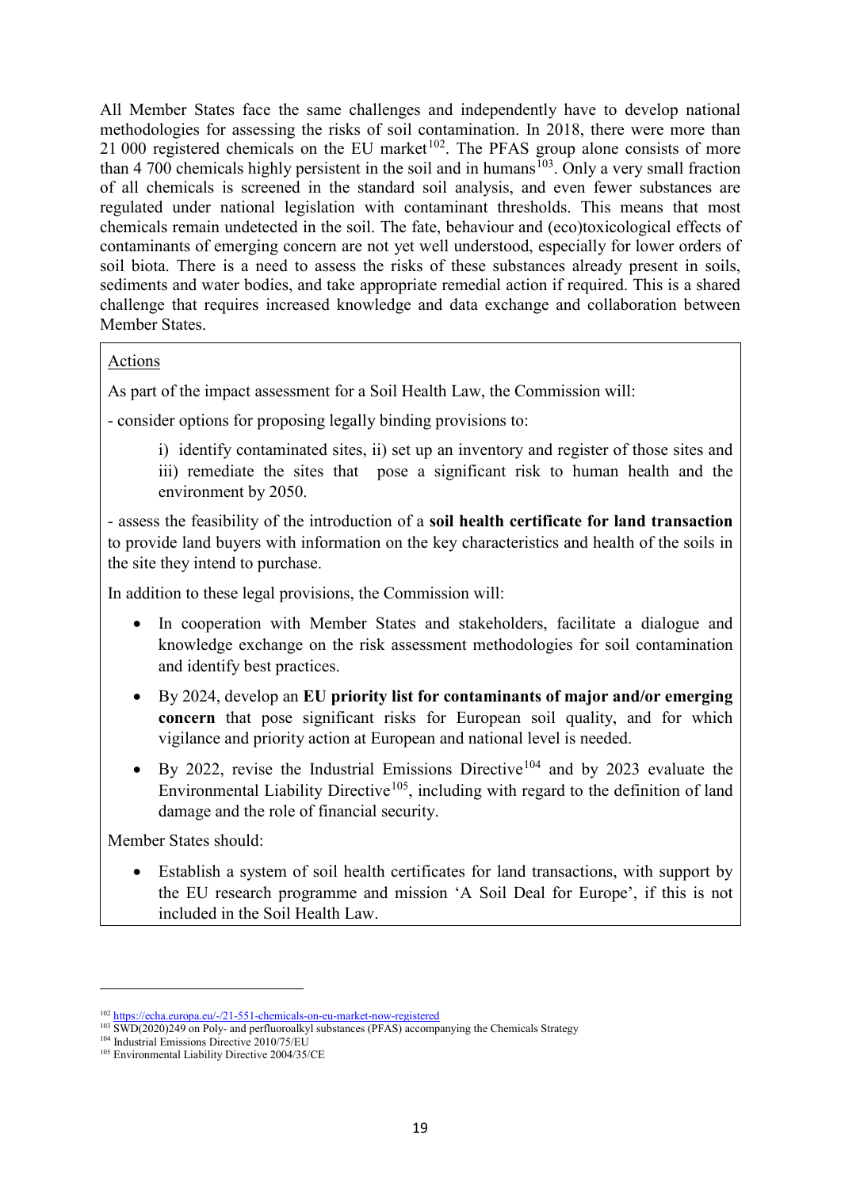All Member States face the same challenges and independently have to develop national methodologies for assessing the risks of soil contamination. In 2018, there were more than 21 000 registered chemicals on the EU market[102]. The PFAS group alone consists of more than 4 700 chemicals highly persistent in the soil and in humans[103]. Only a very small fraction of all chemicals is screened in the standard soil analysis, and even fewer substances are regulated under national legislation with contaminant thresholds. This means that most chemicals remain undetected in the soil. The fate, behaviour and (eco)toxicological effects of contaminants of emerging concern are not yet well understood, especially for lower orders of soil biota. There is a need to assess the risks of these substances already present in soils, sediments and water bodies, and take appropriate remedial action if required. This is a shared challenge that requires increased knowledge and data exchange and collaboration between Member States.

<u>Actions</u>

As part of the impact assessment for a Soil Health Law, the Commission will:

- consider options for proposing legally binding provisions to:

  i) identify contaminated sites, ii) set up an inventory and register of those sites and iii) remediate the sites that pose a significant risk to human health and the environment by 2050.

- assess the feasibility of the introduction of a **soil health certificate for land transaction** to provide land buyers with information on the key characteristics and health of the soils in the site they intend to purchase.

In addition to these legal provisions, the Commission will:

- In cooperation with Member States and stakeholders, facilitate a dialogue and knowledge exchange on the risk assessment methodologies for soil contamination and identify best practices.
- By 2024, develop an **EU priority list for contaminants of major and/or emerging concern** that pose significant risks for European soil quality, and for which vigilance and priority action at European and national level is needed.
- By 2022, revise the Industrial Emissions Directive[104] and by 2023 evaluate the Environmental Liability Directive[105], including with regard to the definition of land damage and the role of financial security.

Member States should:

- Establish a system of soil health certificates for land transactions, with support by the EU research programme and mission 'A Soil Deal for Europe', if this is not included in the Soil Health Law.

---

[102] https://echa.europa.eu/-/21-551-chemicals-on-eu-market-now-registered

[103] SWD(2020)249 on Poly- and perfluoroalkyl substances (PFAS) accompanying the Chemicals Strategy

[104] Industrial Emissions Directive 2010/75/EU

[105] Environmental Liability Directive 2004/35/CE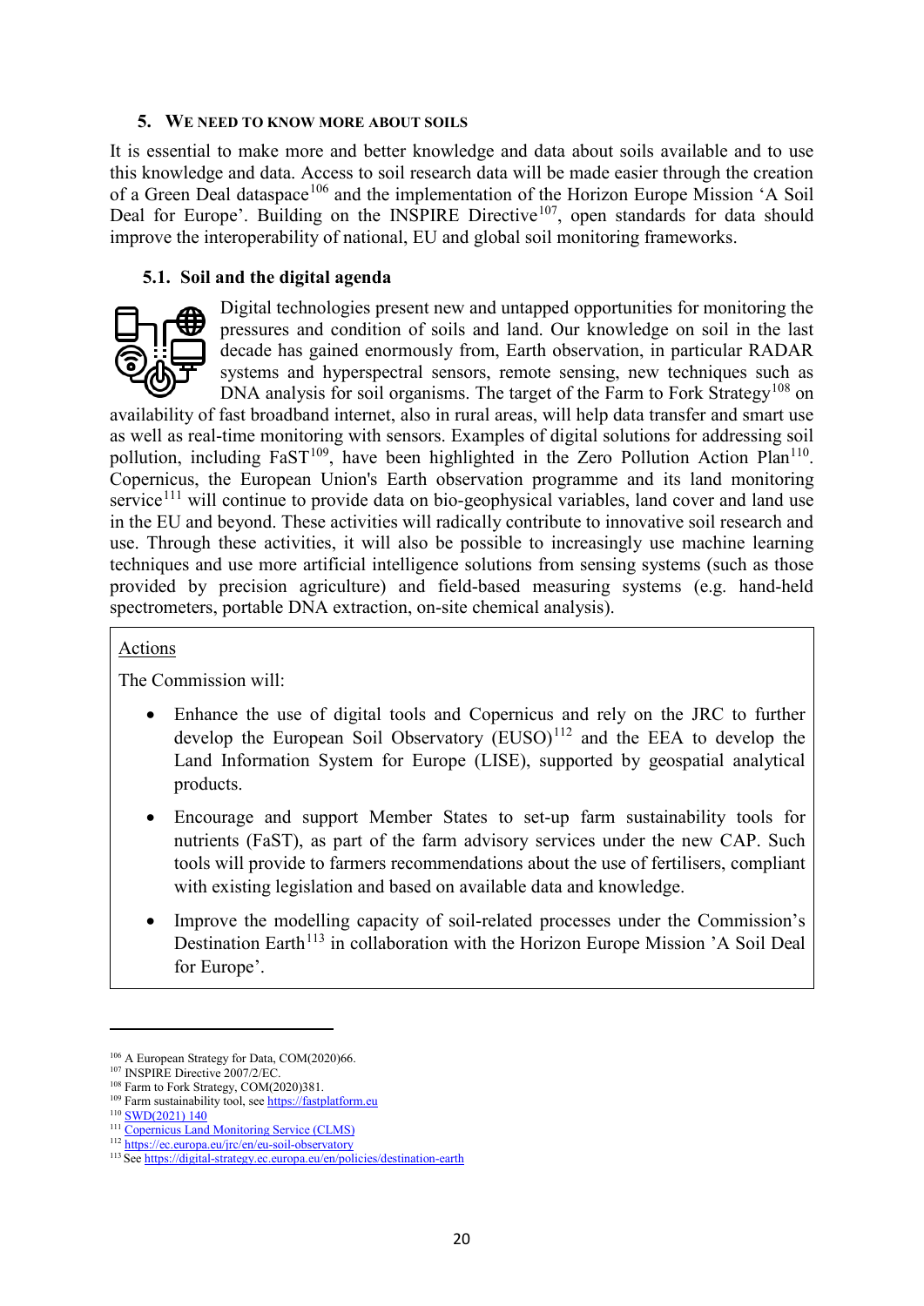## 5. We need to know more about soils

It is essential to make more and better knowledge and data about soils available and to use this knowledge and data. Access to soil research data will be made easier through the creation of a Green Deal dataspace[106] and the implementation of the Horizon Europe Mission 'A Soil Deal for Europe'. Building on the INSPIRE Directive[107], open standards for data should improve the interoperability of national, EU and global soil monitoring frameworks.

### 5.1. Soil and the digital agenda

Digital technologies present new and untapped opportunities for monitoring the pressures and condition of soils and land. Our knowledge on soil in the last decade has gained enormously from, Earth observation, in particular RADAR systems and hyperspectral sensors, remote sensing, new techniques such as DNA analysis for soil organisms. The target of the Farm to Fork Strategy[108] on availability of fast broadband internet, also in rural areas, will help data transfer and smart use as well as real-time monitoring with sensors. Examples of digital solutions for addressing soil pollution, including FaST[109], have been highlighted in the Zero Pollution Action Plan[110]. Copernicus, the European Union's Earth observation programme and its land monitoring service[111] will continue to provide data on bio-geophysical variables, land cover and land use in the EU and beyond. These activities will radically contribute to innovative soil research and use. Through these activities, it will also be possible to increasingly use machine learning techniques and use more artificial intelligence solutions from sensing systems (such as those provided by precision agriculture) and field-based measuring systems (e.g. hand-held spectrometers, portable DNA extraction, on-site chemical analysis).

> Actions
>
> The Commission will:
>
> - Enhance the use of digital tools and Copernicus and rely on the JRC to further develop the European Soil Observatory (EUSO)[112] and the EEA to develop the Land Information System for Europe (LISE), supported by geospatial analytical products.
> - Encourage and support Member States to set-up farm sustainability tools for nutrients (FaST), as part of the farm advisory services under the new CAP. Such tools will provide to farmers recommendations about the use of fertilisers, compliant with existing legislation and based on available data and knowledge.
> - Improve the modelling capacity of soil-related processes under the Commission's Destination Earth[113] in collaboration with the Horizon Europe Mission 'A Soil Deal for Europe'.

---

[106] A European Strategy for Data, COM(2020)66.
[107] INSPIRE Directive 2007/2/EC.
[108] Farm to Fork Strategy, COM(2020)381.
[109] Farm sustainability tool, see https://fastplatform.eu
[110] SWD(2021) 140
[111] Copernicus Land Monitoring Service (CLMS)
[112] https://ec.europa.eu/jrc/en/eu-soil-observatory
[113] See https://digital-strategy.ec.europa.eu/en/policies/destination-earth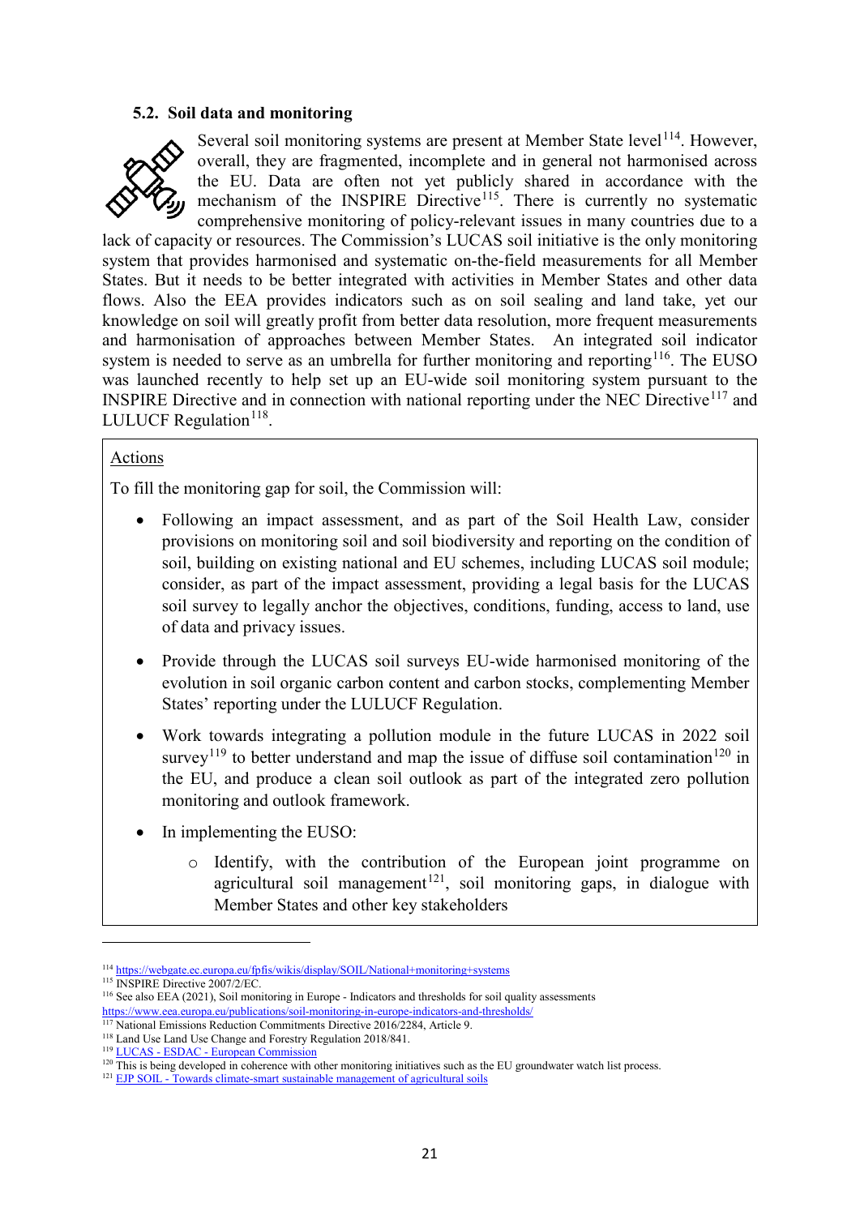### 5.2. Soil data and monitoring

Several soil monitoring systems are present at Member State level[114]. However, overall, they are fragmented, incomplete and in general not harmonised across the EU. Data are often not yet publicly shared in accordance with the mechanism of the INSPIRE Directive[115]. There is currently no systematic comprehensive monitoring of policy-relevant issues in many countries due to a lack of capacity or resources. The Commission's LUCAS soil initiative is the only monitoring system that provides harmonised and systematic on-the-field measurements for all Member States. But it needs to be better integrated with activities in Member States and other data flows. Also the EEA provides indicators such as on soil sealing and land take, yet our knowledge on soil will greatly profit from better data resolution, more frequent measurements and harmonisation of approaches between Member States. An integrated soil indicator system is needed to serve as an umbrella for further monitoring and reporting[116]. The EUSO was launched recently to help set up an EU-wide soil monitoring system pursuant to the INSPIRE Directive and in connection with national reporting under the NEC Directive[117] and LULUCF Regulation[118].

<u>Actions</u>

To fill the monitoring gap for soil, the Commission will:

- Following an impact assessment, and as part of the Soil Health Law, consider provisions on monitoring soil and soil biodiversity and reporting on the condition of soil, building on existing national and EU schemes, including LUCAS soil module; consider, as part of the impact assessment, providing a legal basis for the LUCAS soil survey to legally anchor the objectives, conditions, funding, access to land, use of data and privacy issues.
- Provide through the LUCAS soil surveys EU-wide harmonised monitoring of the evolution in soil organic carbon content and carbon stocks, complementing Member States' reporting under the LULUCF Regulation.
- Work towards integrating a pollution module in the future LUCAS in 2022 soil survey[119] to better understand and map the issue of diffuse soil contamination[120] in the EU, and produce a clean soil outlook as part of the integrated zero pollution monitoring and outlook framework.
- In implementing the EUSO:
  - Identify, with the contribution of the European joint programme on agricultural soil management[121], soil monitoring gaps, in dialogue with Member States and other key stakeholders

---

[114] https://webgate.ec.europa.eu/fpfis/wikis/display/SOIL/National+monitoring+systems

[115] INSPIRE Directive 2007/2/EC.

[116] See also EEA (2021), Soil monitoring in Europe - Indicators and thresholds for soil quality assessments https://www.eea.europa.eu/publications/soil-monitoring-in-europe-indicators-and-thresholds/

[117] National Emissions Reduction Commitments Directive 2016/2284, Article 9.

[118] Land Use Land Use Change and Forestry Regulation 2018/841.

[119] LUCAS - ESDAC - European Commission

[120] This is being developed in coherence with other monitoring initiatives such as the EU groundwater watch list process.

[121] EJP SOIL - Towards climate-smart sustainable management of agricultural soils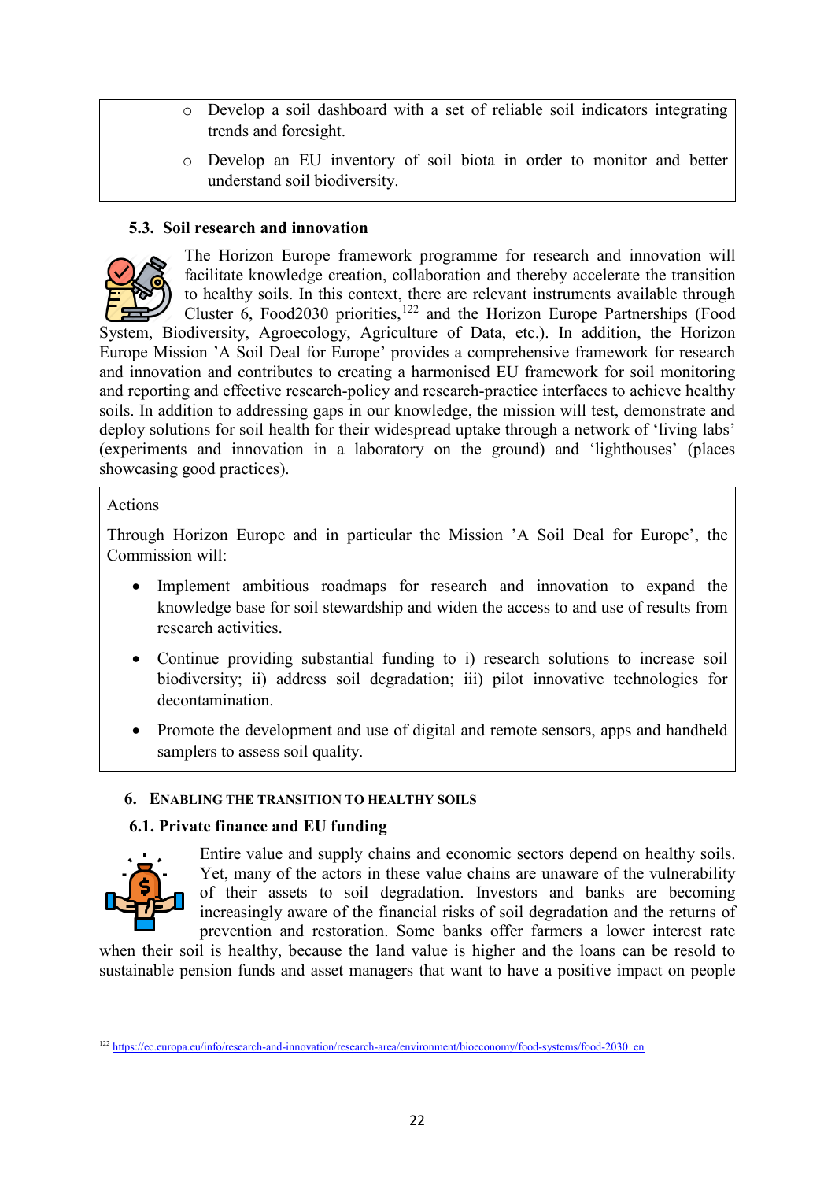- Develop a soil dashboard with a set of reliable soil indicators integrating trends and foresight.
- Develop an EU inventory of soil biota in order to monitor and better understand soil biodiversity.

### 5.3. Soil research and innovation

The Horizon Europe framework programme for research and innovation will facilitate knowledge creation, collaboration and thereby accelerate the transition to healthy soils. In this context, there are relevant instruments available through Cluster 6, Food2030 priorities,[122] and the Horizon Europe Partnerships (Food System, Biodiversity, Agroecology, Agriculture of Data, etc.). In addition, the Horizon Europe Mission 'A Soil Deal for Europe' provides a comprehensive framework for research and innovation and contributes to creating a harmonised EU framework for soil monitoring and reporting and effective research-policy and research-practice interfaces to achieve healthy soils. In addition to addressing gaps in our knowledge, the mission will test, demonstrate and deploy solutions for soil health for their widespread uptake through a network of 'living labs' (experiments and innovation in a laboratory on the ground) and 'lighthouses' (places showcasing good practices).

Actions

Through Horizon Europe and in particular the Mission 'A Soil Deal for Europe', the Commission will:

- Implement ambitious roadmaps for research and innovation to expand the knowledge base for soil stewardship and widen the access to and use of results from research activities.
- Continue providing substantial funding to i) research solutions to increase soil biodiversity; ii) address soil degradation; iii) pilot innovative technologies for decontamination.
- Promote the development and use of digital and remote sensors, apps and handheld samplers to assess soil quality.

## 6. Enabling the transition to healthy soils

### 6.1. Private finance and EU funding

Entire value and supply chains and economic sectors depend on healthy soils. Yet, many of the actors in these value chains are unaware of the vulnerability of their assets to soil degradation. Investors and banks are becoming increasingly aware of the financial risks of soil degradation and the returns of prevention and restoration. Some banks offer farmers a lower interest rate when their soil is healthy, because the land value is higher and the loans can be resold to sustainable pension funds and asset managers that want to have a positive impact on people

[122] https://ec.europa.eu/info/research-and-innovation/research-area/environment/bioeconomy/food-systems/food-2030_en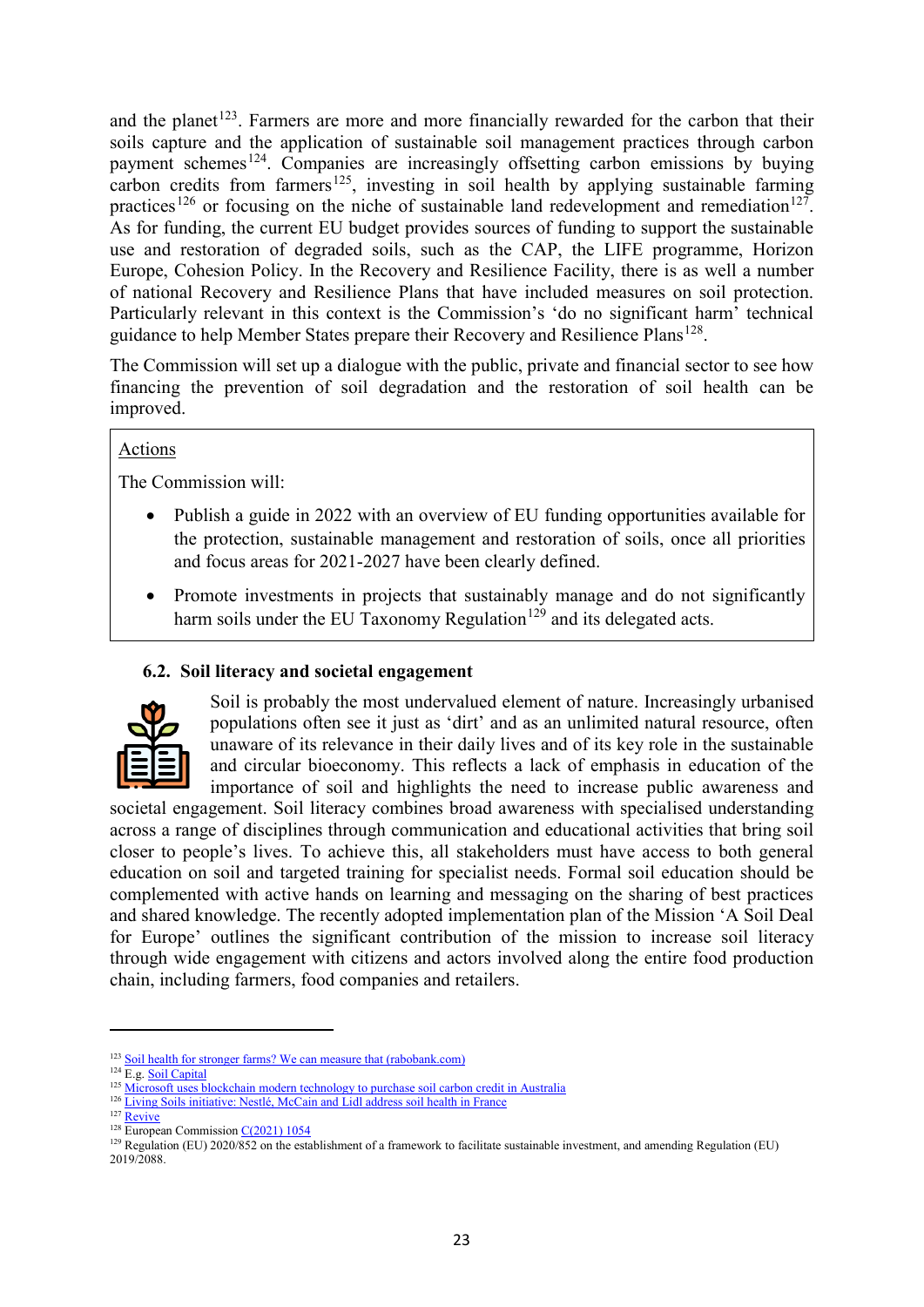and the planet[123]. Farmers are more and more financially rewarded for the carbon that their soils capture and the application of sustainable soil management practices through carbon payment schemes[124]. Companies are increasingly offsetting carbon emissions by buying carbon credits from farmers[125], investing in soil health by applying sustainable farming practices[126] or focusing on the niche of sustainable land redevelopment and remediation[127]. As for funding, the current EU budget provides sources of funding to support the sustainable use and restoration of degraded soils, such as the CAP, the LIFE programme, Horizon Europe, Cohesion Policy. In the Recovery and Resilience Facility, there is as well a number of national Recovery and Resilience Plans that have included measures on soil protection. Particularly relevant in this context is the Commission's 'do no significant harm' technical guidance to help Member States prepare their Recovery and Resilience Plans[128].

The Commission will set up a dialogue with the public, private and financial sector to see how financing the prevention of soil degradation and the restoration of soil health can be improved.

<u>Actions</u>

The Commission will:

- Publish a guide in 2022 with an overview of EU funding opportunities available for the protection, sustainable management and restoration of soils, once all priorities and focus areas for 2021-2027 have been clearly defined.
- Promote investments in projects that sustainably manage and do not significantly harm soils under the EU Taxonomy Regulation[129] and its delegated acts.

### 6.2. Soil literacy and societal engagement

Soil is probably the most undervalued element of nature. Increasingly urbanised populations often see it just as 'dirt' and as an unlimited natural resource, often unaware of its relevance in their daily lives and of its key role in the sustainable and circular bioeconomy. This reflects a lack of emphasis in education of the importance of soil and highlights the need to increase public awareness and societal engagement. Soil literacy combines broad awareness with specialised understanding across a range of disciplines through communication and educational activities that bring soil closer to people's lives. To achieve this, all stakeholders must have access to both general education on soil and targeted training for specialist needs. Formal soil education should be complemented with active hands on learning and messaging on the sharing of best practices and shared knowledge. The recently adopted implementation plan of the Mission 'A Soil Deal for Europe' outlines the significant contribution of the mission to increase soil literacy through wide engagement with citizens and actors involved along the entire food production chain, including farmers, food companies and retailers.

---

[123] Soil health for stronger farms? We can measure that (rabobank.com)

[124] E.g. Soil Capital

[125] Microsoft uses blockchain modern technology to purchase soil carbon credit in Australia

[126] Living Soils initiative: Nestlé, McCain and Lidl address soil health in France

[127] Revive

[128] European Commission C(2021) 1054

[129] Regulation (EU) 2020/852 on the establishment of a framework to facilitate sustainable investment, and amending Regulation (EU) 2019/2088.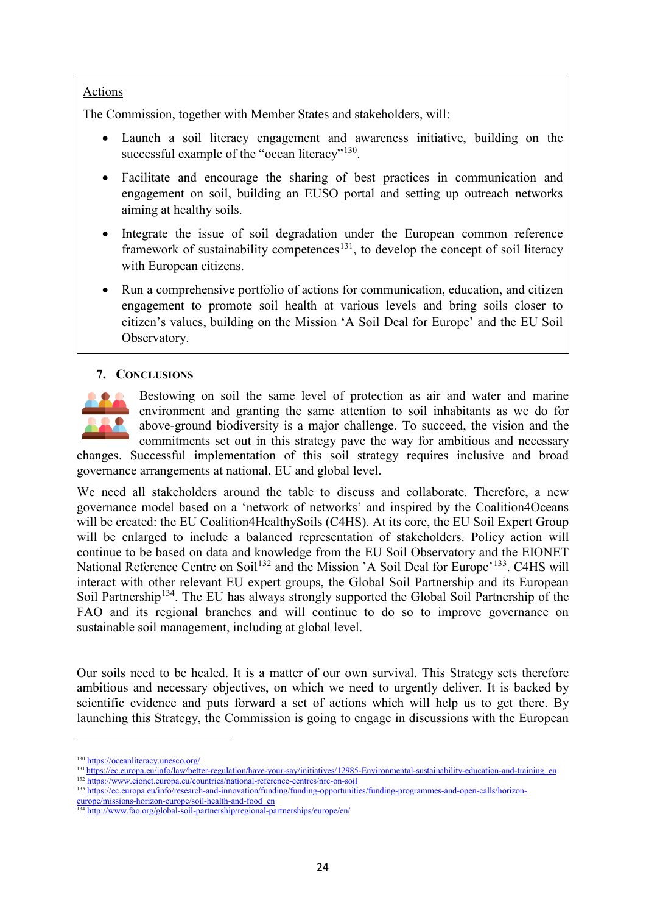Actions

The Commission, together with Member States and stakeholders, will:

- Launch a soil literacy engagement and awareness initiative, building on the successful example of the "ocean literacy"[130].
- Facilitate and encourage the sharing of best practices in communication and engagement on soil, building an EUSO portal and setting up outreach networks aiming at healthy soils.
- Integrate the issue of soil degradation under the European common reference framework of sustainability competences[131], to develop the concept of soil literacy with European citizens.
- Run a comprehensive portfolio of actions for communication, education, and citizen engagement to promote soil health at various levels and bring soils closer to citizen's values, building on the Mission 'A Soil Deal for Europe' and the EU Soil Observatory.

## 7. Conclusions

Bestowing on soil the same level of protection as air and water and marine environment and granting the same attention to soil inhabitants as we do for above-ground biodiversity is a major challenge. To succeed, the vision and the commitments set out in this strategy pave the way for ambitious and necessary changes. Successful implementation of this soil strategy requires inclusive and broad governance arrangements at national, EU and global level.

We need all stakeholders around the table to discuss and collaborate. Therefore, a new governance model based on a 'network of networks' and inspired by the Coalition4Oceans will be created: the EU Coalition4HealthySoils (C4HS). At its core, the EU Soil Expert Group will be enlarged to include a balanced representation of stakeholders. Policy action will continue to be based on data and knowledge from the EU Soil Observatory and the EIONET National Reference Centre on Soil[132] and the Mission 'A Soil Deal for Europe'[133]. C4HS will interact with other relevant EU expert groups, the Global Soil Partnership and its European Soil Partnership[134]. The EU has always strongly supported the Global Soil Partnership of the FAO and its regional branches and will continue to do so to improve governance on sustainable soil management, including at global level.

Our soils need to be healed. It is a matter of our own survival. This Strategy sets therefore ambitious and necessary objectives, on which we need to urgently deliver. It is backed by scientific evidence and puts forward a set of actions which will help us to get there. By launching this Strategy, the Commission is going to engage in discussions with the European

---

[130] https://oceanliteracy.unesco.org/

[131] https://ec.europa.eu/info/law/better-regulation/have-your-say/initiatives/12985-Environmental-sustainability-education-and-training_en

[132] https://www.eionet.europa.eu/countries/national-reference-centres/nrc-on-soil

[133] https://ec.europa.eu/info/research-and-innovation/funding/funding-opportunities/funding-programmes-and-open-calls/horizon-europe/missions-horizon-europe/soil-health-and-food_en

[134] http://www.fao.org/global-soil-partnership/regional-partnerships/europe/en/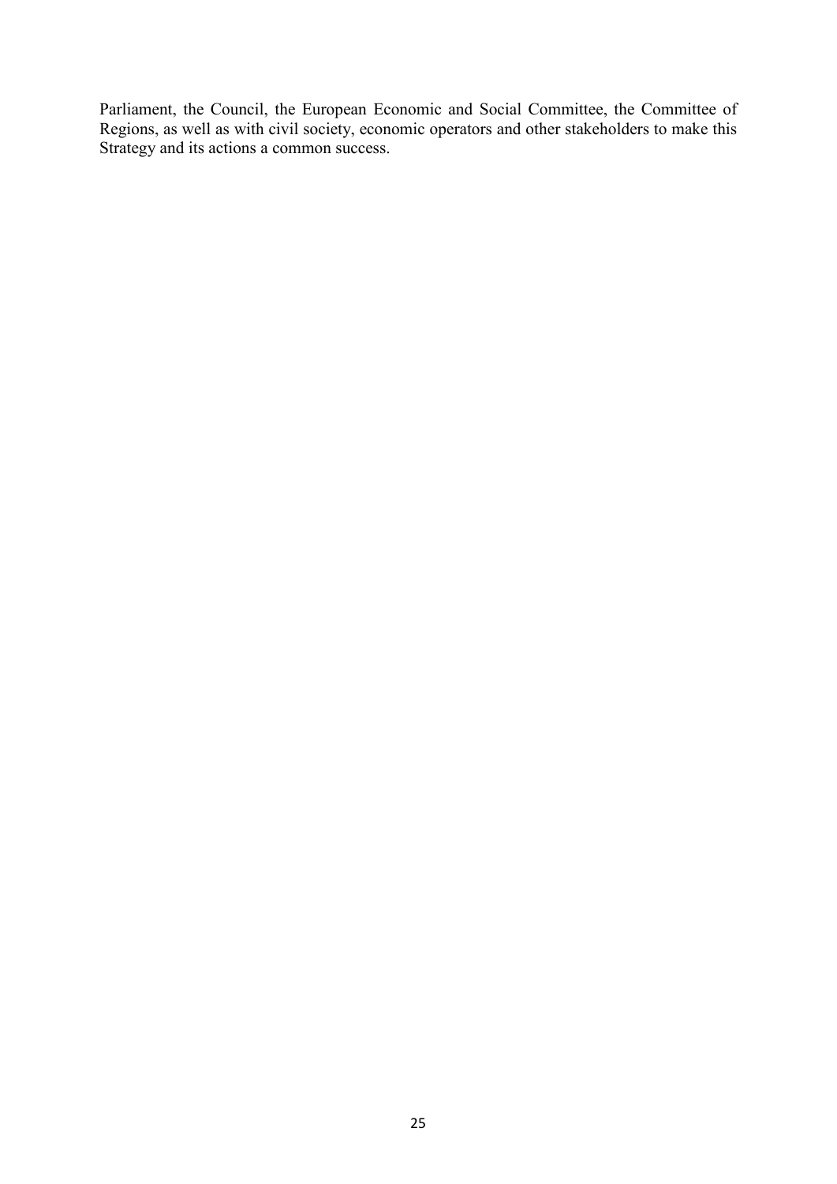Parliament, the Council, the European Economic and Social Committee, the Committee of Regions, as well as with civil society, economic operators and other stakeholders to make this Strategy and its actions a common success.